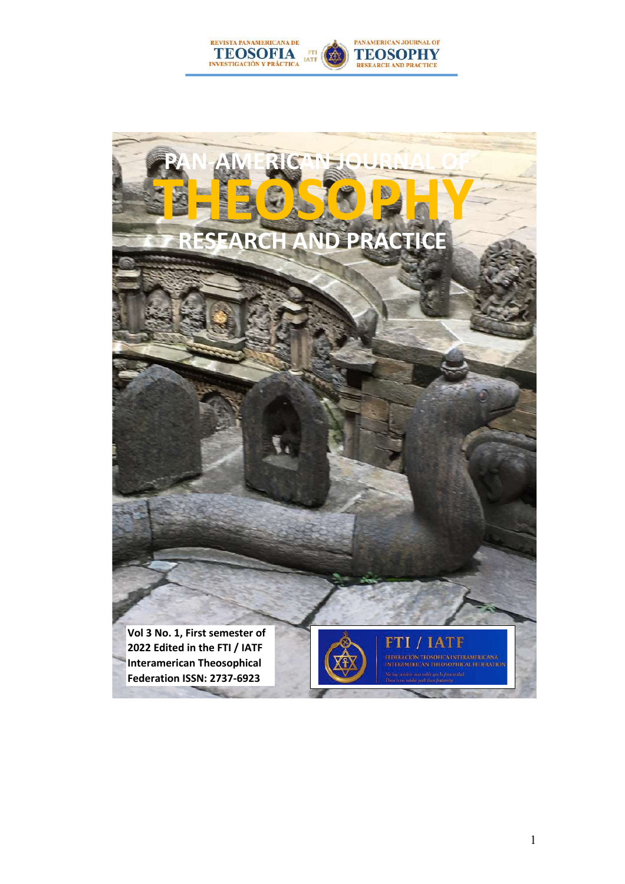REVISTA PANAMERICANA DE **TEOSOFIA** INVESTIGACIÓN Y PRÁCTICA — FTI IATF — PANAMERICAN JOURNAL OF **TEOSOPHY** RESEARCH AND PRACTICE

# PAN-AMERICAN JOURNAL OF THEOSOPHY RESEARCH AND PRACTICE

**Vol 3 No. 1, First semester of 2022 Edited in the FTI / IATF Interamerican Theosophical Federation ISSN: 2737-6923**

FTI / IATF

FEDERACIÓN TEOSÓFICA INTERAMERICANA
INTERAMERICAN THEOSOPHICAL FEDERATION

No hay sendero más noble que la fraternidad
There is no nobler path than fraternity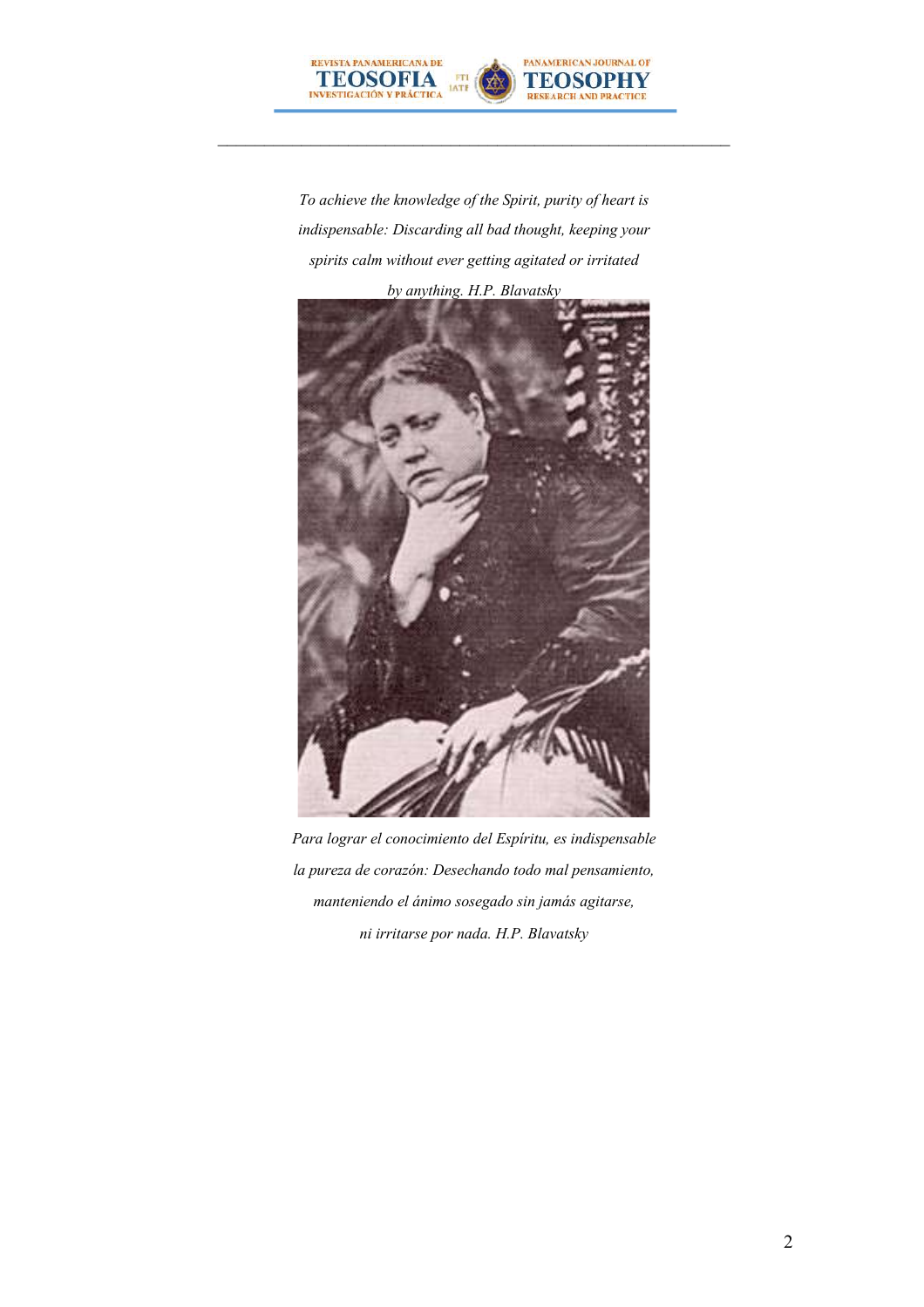*To achieve the knowledge of the Spirit, purity of heart is indispensable: Discarding all bad thought, keeping your spirits calm without ever getting agitated or irritated by anything. H.P. Blavatsky*

*Para lograr el conocimiento del Espíritu, es indispensable la pureza de corazón: Desechando todo mal pensamiento, manteniendo el ánimo sosegado sin jamás agitarse, ni irritarse por nada. H.P. Blavatsky*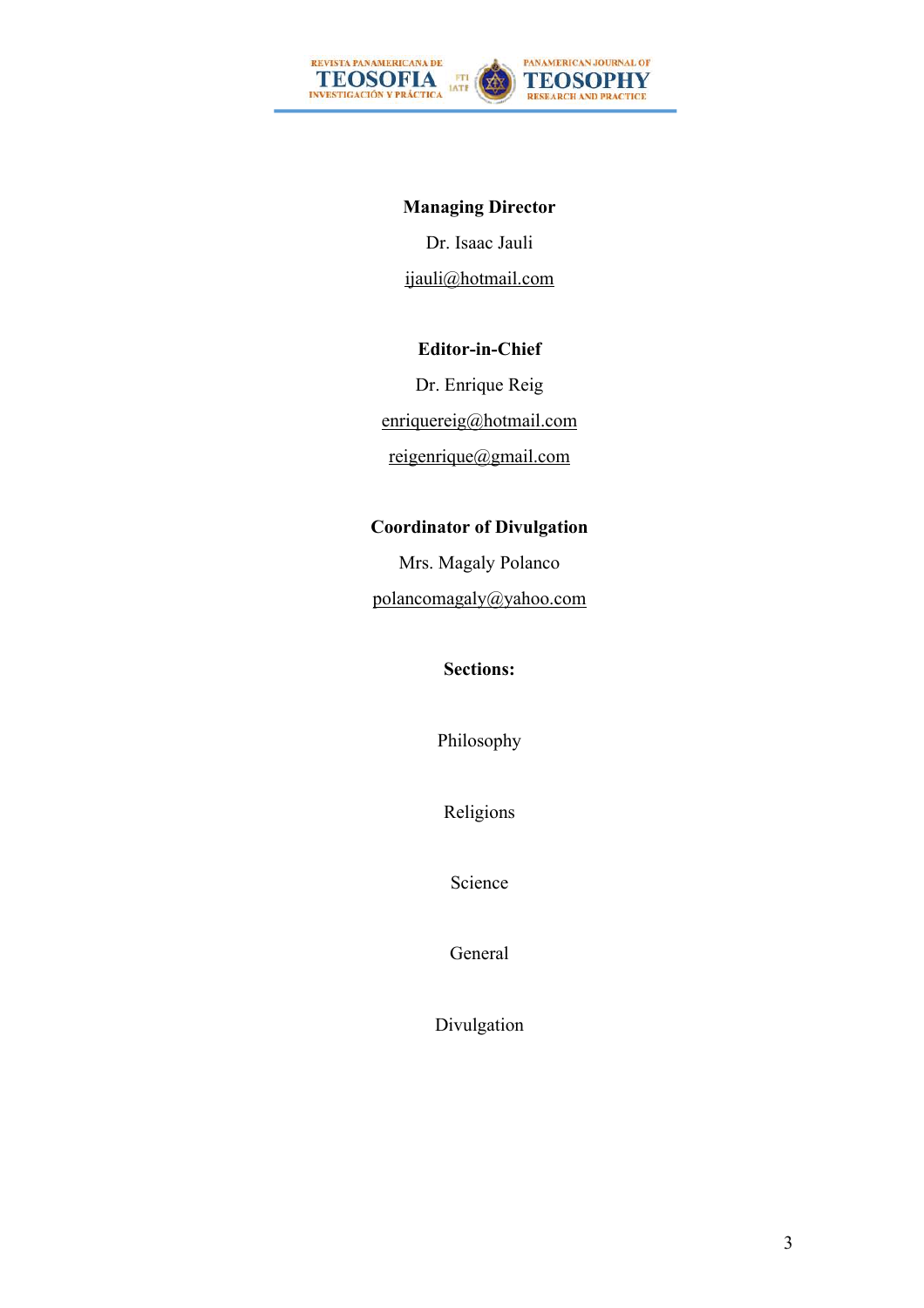**Managing Director**

Dr. Isaac Jauli

ijauli@hotmail.com

**Editor-in-Chief**

Dr. Enrique Reig

enriquereig@hotmail.com

reigenrique@gmail.com

**Coordinator of Divulgation**

Mrs. Magaly Polanco

polancomagaly@yahoo.com

**Sections:**

Philosophy

Religions

Science

General

Divulgation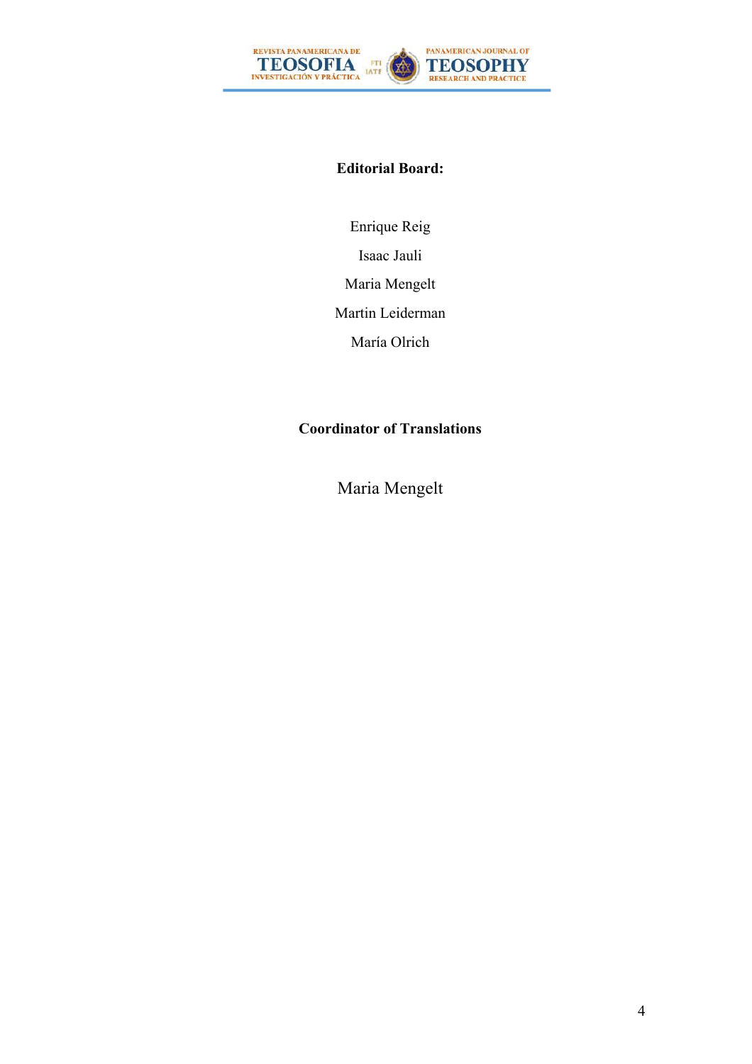**Editorial Board:**

Enrique Reig

Isaac Jauli

Maria Mengelt

Martin Leiderman

María Olrich

**Coordinator of Translations**

Maria Mengelt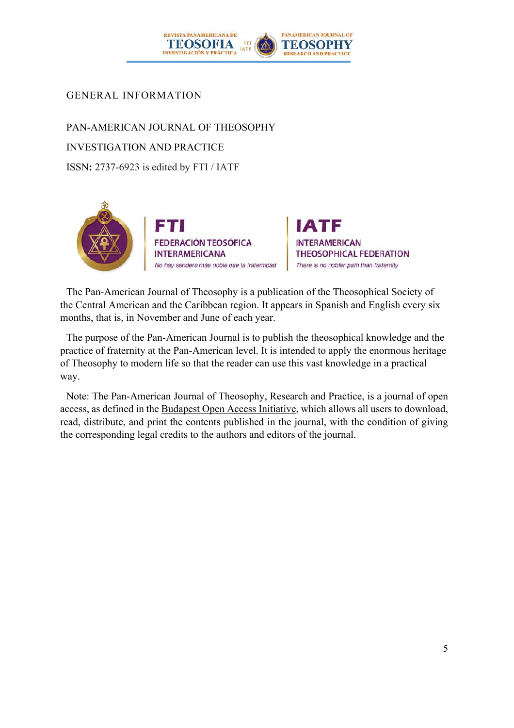# GENERAL INFORMATION

PAN-AMERICAN JOURNAL OF THEOSOPHY

INVESTIGATION AND PRACTICE

**ISSN:** 2737-6923 is edited by FTI / IATF

**FTI**
FEDERACIÓN TEOSÓFICA INTERAMERICANA
*No hay sendero más noble que la fraternidad*

**IATF**
INTERAMERICAN THEOSOPHICAL FEDERATION
*There is no nobler path than fraternity*

The Pan-American Journal of Theosophy is a publication of the Theosophical Society of the Central American and the Caribbean region. It appears in Spanish and English every six months, that is, in November and June of each year.

The purpose of the Pan-American Journal is to publish the theosophical knowledge and the practice of fraternity at the Pan-American level. It is intended to apply the enormous heritage of Theosophy to modern life so that the reader can use this vast knowledge in a practical way.

Note: The Pan-American Journal of Theosophy, Research and Practice, is a journal of open access, as defined in the Budapest Open Access Initiative, which allows all users to download, read, distribute, and print the contents published in the journal, with the condition of giving the corresponding legal credits to the authors and editors of the journal.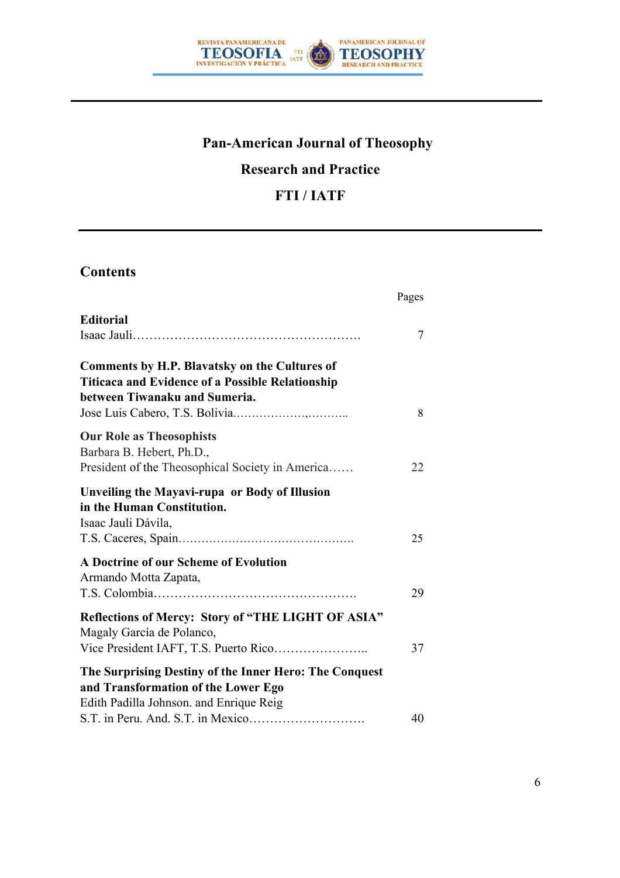# Pan-American Journal of Theosophy

## Research and Practice

## FTI / IATF

## Contents

| | Pages |
|---|---|
| **Editorial**<br>Isaac Jauli………………………………………………. | 7 |
| **Comments by H.P. Blavatsky on the Cultures of Titicaca and Evidence of a Possible Relationship between Tiwanaku and Sumeria.**<br>Jose Luis Cabero, T.S. Bolivia.………………,……….. | 8 |
| **Our Role as Theosophists**<br>Barbara B. Hebert, Ph.D.,<br>President of the Theosophical Society in America…… | 22 |
| **Unveiling the Mayavi-rupa or Body of Illusion in the Human Constitution.**<br>Isaac Jauli Dávila,<br>T.S. Caceres, Spain………………………………………. | 25 |
| **A Doctrine of our Scheme of Evolution**<br>Armando Motta Zapata,<br>T.S. Colombia…………………………………………. | 29 |
| **Reflections of Mercy: Story of "THE LIGHT OF ASIA"**<br>Magaly García de Polanco,<br>Vice President IAFT, T.S. Puerto Rico………………….. | 37 |
| **The Surprising Destiny of the Inner Hero: The Conquest and Transformation of the Lower Ego**<br>Edith Padilla Johnson. and Enrique Reig<br>S.T. in Peru. And. S.T. in Mexico………………………. | 40 |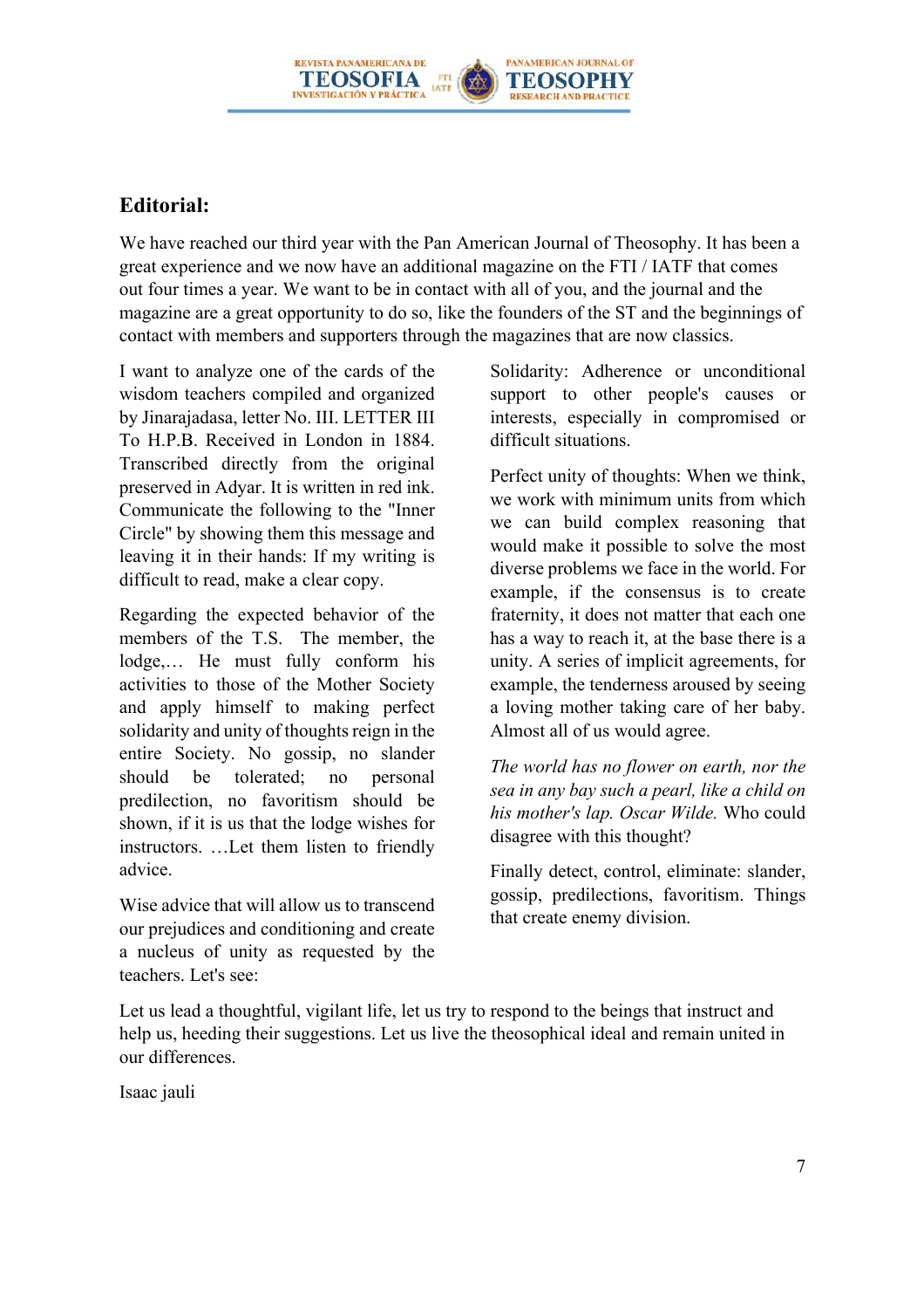## Editorial:

We have reached our third year with the Pan American Journal of Theosophy. It has been a great experience and we now have an additional magazine on the FTI / IATF that comes out four times a year. We want to be in contact with all of you, and the journal and the magazine are a great opportunity to do so, like the founders of the ST and the beginnings of contact with members and supporters through the magazines that are now classics.

I want to analyze one of the cards of the wisdom teachers compiled and organized by Jinarajadasa, letter No. III. LETTER III To H.P.B. Received in London in 1884. Transcribed directly from the original preserved in Adyar. It is written in red ink. Communicate the following to the "Inner Circle" by showing them this message and leaving it in their hands: If my writing is difficult to read, make a clear copy.

Regarding the expected behavior of the members of the T.S. The member, the lodge,… He must fully conform his activities to those of the Mother Society and apply himself to making perfect solidarity and unity of thoughts reign in the entire Society. No gossip, no slander should be tolerated; no personal predilection, no favoritism should be shown, if it is us that the lodge wishes for instructors. …Let them listen to friendly advice.

Wise advice that will allow us to transcend our prejudices and conditioning and create a nucleus of unity as requested by the teachers. Let's see:

Solidarity: Adherence or unconditional support to other people's causes or interests, especially in compromised or difficult situations.

Perfect unity of thoughts: When we think, we work with minimum units from which we can build complex reasoning that would make it possible to solve the most diverse problems we face in the world. For example, if the consensus is to create fraternity, it does not matter that each one has a way to reach it, at the base there is a unity. A series of implicit agreements, for example, the tenderness aroused by seeing a loving mother taking care of her baby. Almost all of us would agree.

*The world has no flower on earth, nor the sea in any bay such a pearl, like a child on his mother's lap. Oscar Wilde.* Who could disagree with this thought?

Finally detect, control, eliminate: slander, gossip, predilections, favoritism. Things that create enemy division.

Let us lead a thoughtful, vigilant life, let us try to respond to the beings that instruct and help us, heeding their suggestions. Let us live the theosophical ideal and remain united in our differences.

Isaac jauli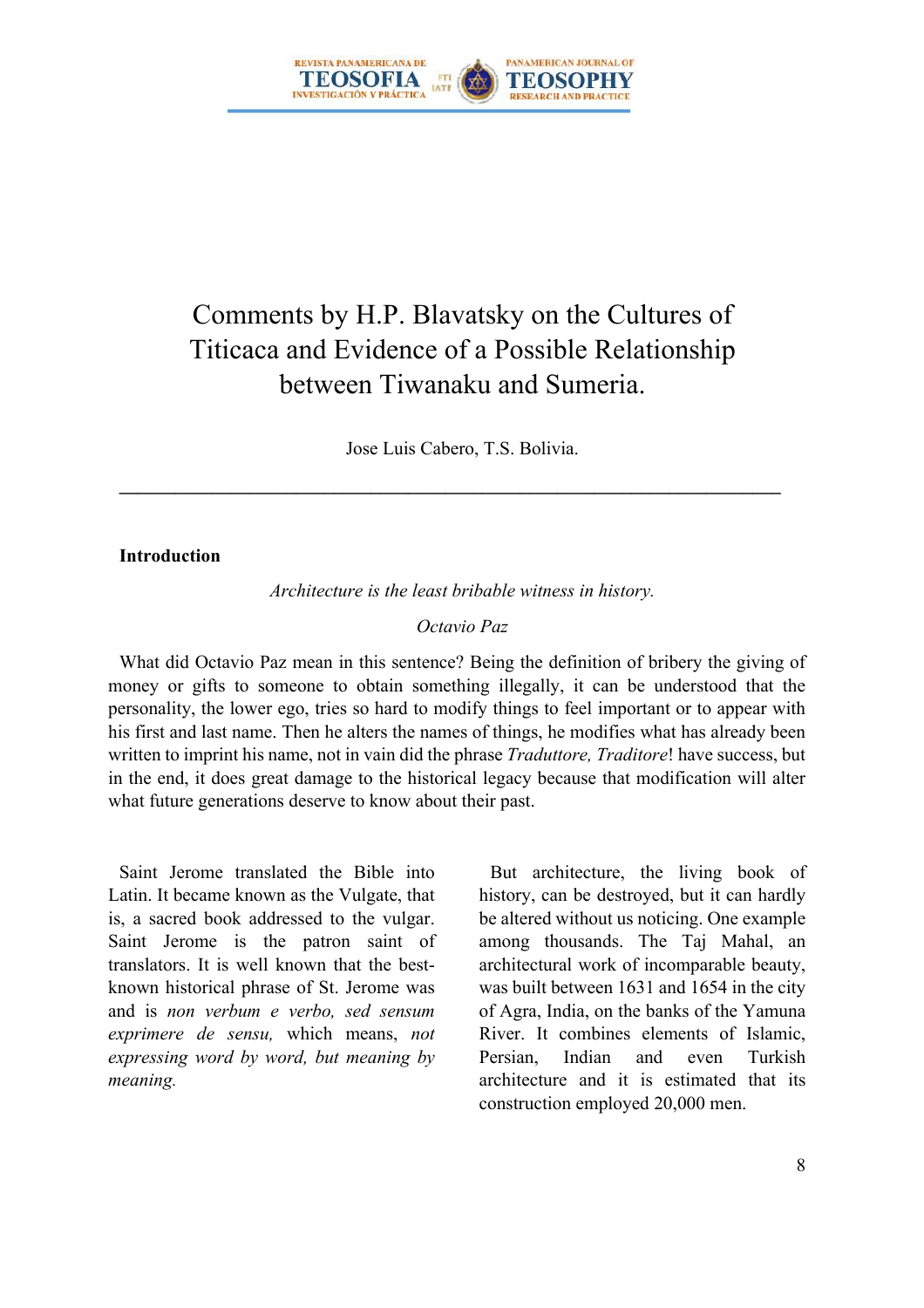# Comments by H.P. Blavatsky on the Cultures of Titicaca and Evidence of a Possible Relationship between Tiwanaku and Sumeria.

Jose Luis Cabero, T.S. Bolivia.

---

## Introduction

*Architecture is the least bribable witness in history.*

*Octavio Paz*

What did Octavio Paz mean in this sentence? Being the definition of bribery the giving of money or gifts to someone to obtain something illegally, it can be understood that the personality, the lower ego, tries so hard to modify things to feel important or to appear with his first and last name. Then he alters the names of things, he modifies what has already been written to imprint his name, not in vain did the phrase *Traduttore, Traditore*! have success, but in the end, it does great damage to the historical legacy because that modification will alter what future generations deserve to know about their past.

Saint Jerome translated the Bible into Latin. It became known as the Vulgate, that is, a sacred book addressed to the vulgar. Saint Jerome is the patron saint of translators. It is well known that the best-known historical phrase of St. Jerome was and is *non verbum e verbo, sed sensum exprimere de sensu,* which means, *not expressing word by word, but meaning by meaning.*

But architecture, the living book of history, can be destroyed, but it can hardly be altered without us noticing. One example among thousands. The Taj Mahal, an architectural work of incomparable beauty, was built between 1631 and 1654 in the city of Agra, India, on the banks of the Yamuna River. It combines elements of Islamic, Persian, Indian and even Turkish architecture and it is estimated that its construction employed 20,000 men.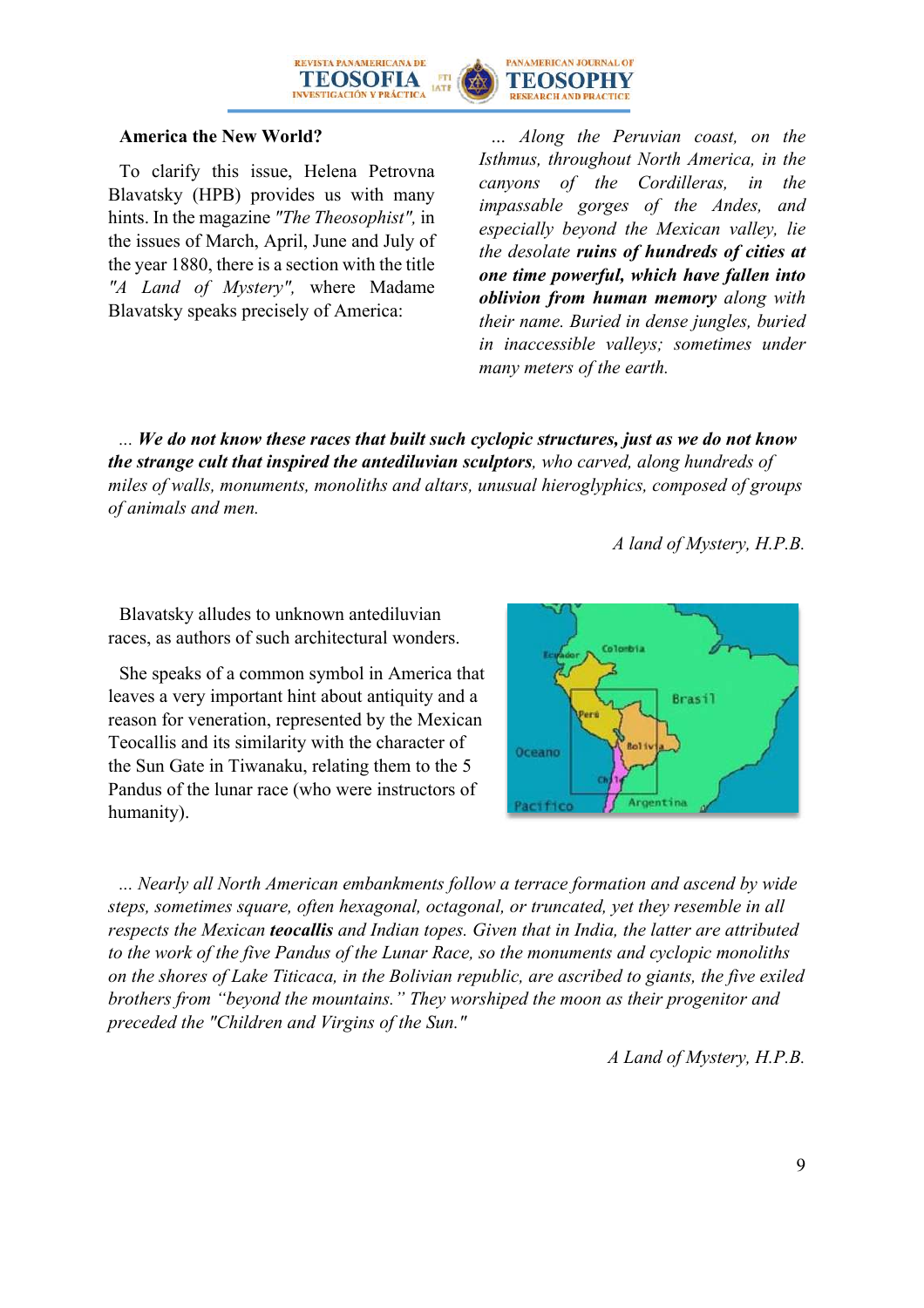### America the New World?

To clarify this issue, Helena Petrovna Blavatsky (HPB) provides us with many hints. In the magazine *"The Theosophist"*, in the issues of March, April, June and July of the year 1880, there is a section with the title *"A Land of Mystery"*, where Madame Blavatsky speaks precisely of America:

*... Along the Peruvian coast, on the Isthmus, throughout North America, in the canyons of the Cordilleras, in the impassable gorges of the Andes, and especially beyond the Mexican valley, lie the desolate* ***ruins of hundreds of cities at one time powerful, which have fallen into oblivion from human memory*** *along with their name. Buried in dense jungles, buried in inaccessible valleys; sometimes under many meters of the earth.*

*...* ***We do not know these races that built such cyclopic structures, just as we do not know the strange cult that inspired the antediluvian sculptors****, who carved, along hundreds of miles of walls, monuments, monoliths and altars, unusual hieroglyphics, composed of groups of animals and men.*

*A land of Mystery, H.P.B.*

Blavatsky alludes to unknown antediluvian races, as authors of such architectural wonders.

She speaks of a common symbol in America that leaves a very important hint about antiquity and a reason for veneration, represented by the Mexican Teocallis and its similarity with the character of the Sun Gate in Tiwanaku, relating them to the 5 Pandus of the lunar race (who were instructors of humanity).

*... Nearly all North American embankments follow a terrace formation and ascend by wide steps, sometimes square, often hexagonal, octagonal, or truncated, yet they resemble in all respects the Mexican* ***teocallis*** *and Indian topes. Given that in India, the latter are attributed to the work of the five Pandus of the Lunar Race, so the monuments and cyclopic monoliths on the shores of Lake Titicaca, in the Bolivian republic, are ascribed to giants, the five exiled brothers from "beyond the mountains." They worshiped the moon as their progenitor and preceded the "Children and Virgins of the Sun."*

*A Land of Mystery, H.P.B.*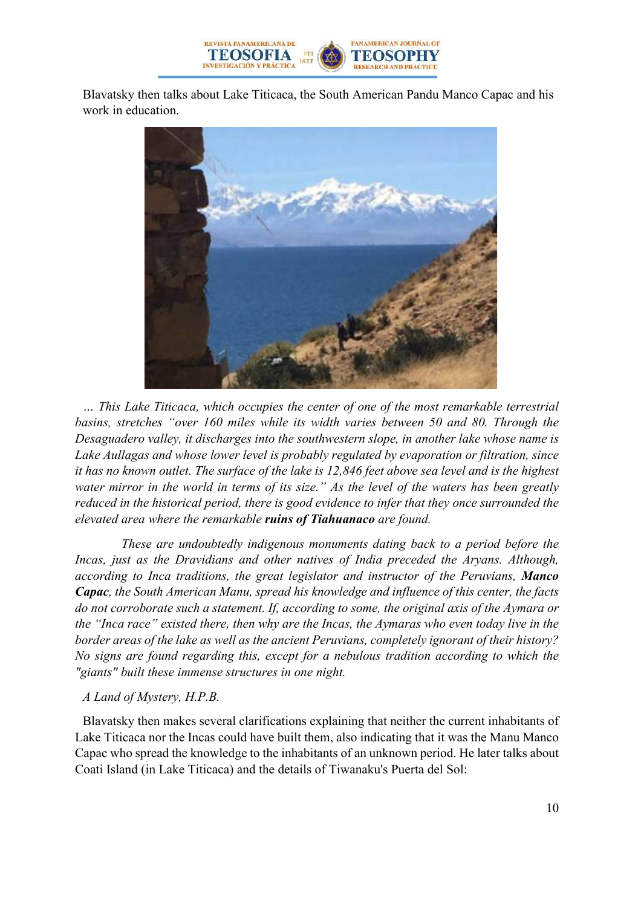Blavatsky then talks about Lake Titicaca, the South American Pandu Manco Capac and his work in education.

*... This Lake Titicaca, which occupies the center of one of the most remarkable terrestrial basins, stretches "over 160 miles while its width varies between 50 and 80. Through the Desaguadero valley, it discharges into the southwestern slope, in another lake whose name is Lake Aullagas and whose lower level is probably regulated by evaporation or filtration, since it has no known outlet. The surface of the lake is 12,846 feet above sea level and is the highest water mirror in the world in terms of its size." As the level of the waters has been greatly reduced in the historical period, there is good evidence to infer that they once surrounded the elevated area where the remarkable* ***ruins of Tiahuanaco*** *are found.*

*These are undoubtedly indigenous monuments dating back to a period before the Incas, just as the Dravidians and other natives of India preceded the Aryans. Although, according to Inca traditions, the great legislator and instructor of the Peruvians,* ***Manco Capac****, the South American Manu, spread his knowledge and influence of this center, the facts do not corroborate such a statement. If, according to some, the original axis of the Aymara or the "Inca race" existed there, then why are the Incas, the Aymaras who even today live in the border areas of the lake as well as the ancient Peruvians, completely ignorant of their history? No signs are found regarding this, except for a nebulous tradition according to which the "giants" built these immense structures in one night.*

*A Land of Mystery, H.P.B.*

Blavatsky then makes several clarifications explaining that neither the current inhabitants of Lake Titicaca nor the Incas could have built them, also indicating that it was the Manu Manco Capac who spread the knowledge to the inhabitants of an unknown period. He later talks about Coati Island (in Lake Titicaca) and the details of Tiwanaku's Puerta del Sol: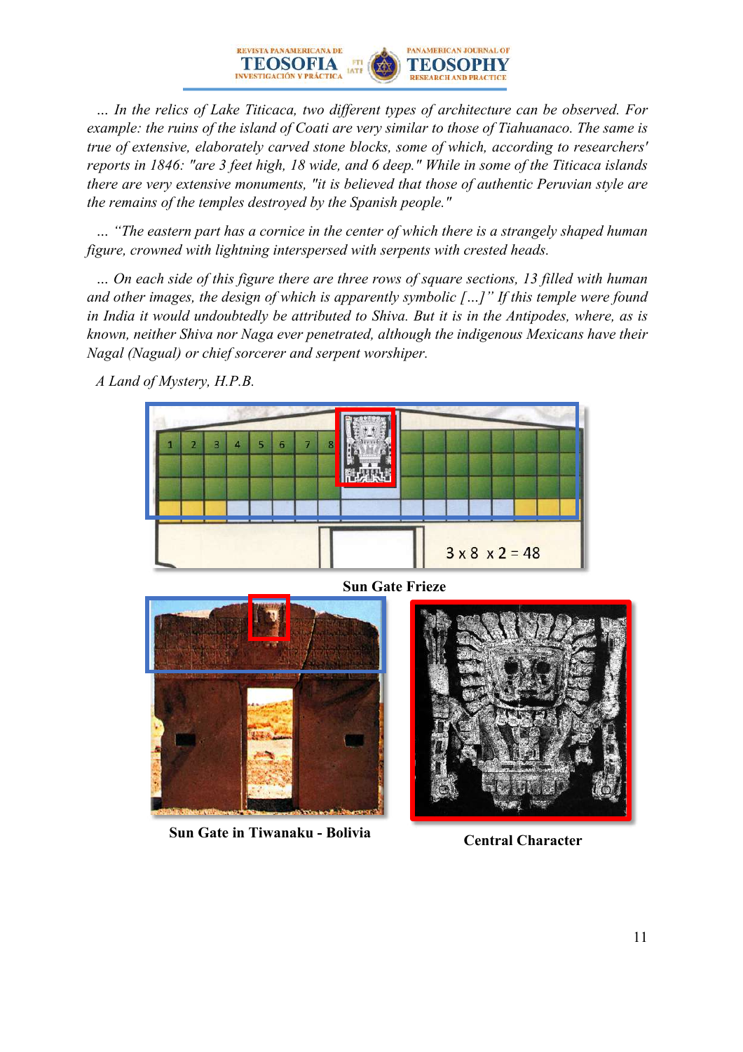*... In the relics of Lake Titicaca, two different types of architecture can be observed. For example: the ruins of the island of Coati are very similar to those of Tiahuanaco. The same is true of extensive, elaborately carved stone blocks, some of which, according to researchers' reports in 1846: "are 3 feet high, 18 wide, and 6 deep." While in some of the Titicaca islands there are very extensive monuments, "it is believed that those of authentic Peruvian style are the remains of the temples destroyed by the Spanish people."*

*... "The eastern part has a cornice in the center of which there is a strangely shaped human figure, crowned with lightning interspersed with serpents with crested heads.*

*... On each side of this figure there are three rows of square sections, 13 filled with human and other images, the design of which is apparently symbolic [...]" If this temple were found in India it would undoubtedly be attributed to Shiva. But it is in the Antipodes, where, as is known, neither Shiva nor Naga ever penetrated, although the indigenous Mexicans have their Nagal (Nagual) or chief sorcerer and serpent worshiper.*

*A Land of Mystery, H.P.B.*

1 2 3 4 5 6 7 8

3 x 8 x 2 = 48

**Sun Gate Frieze**

**Sun Gate in Tiwanaku - Bolivia**

**Central Character**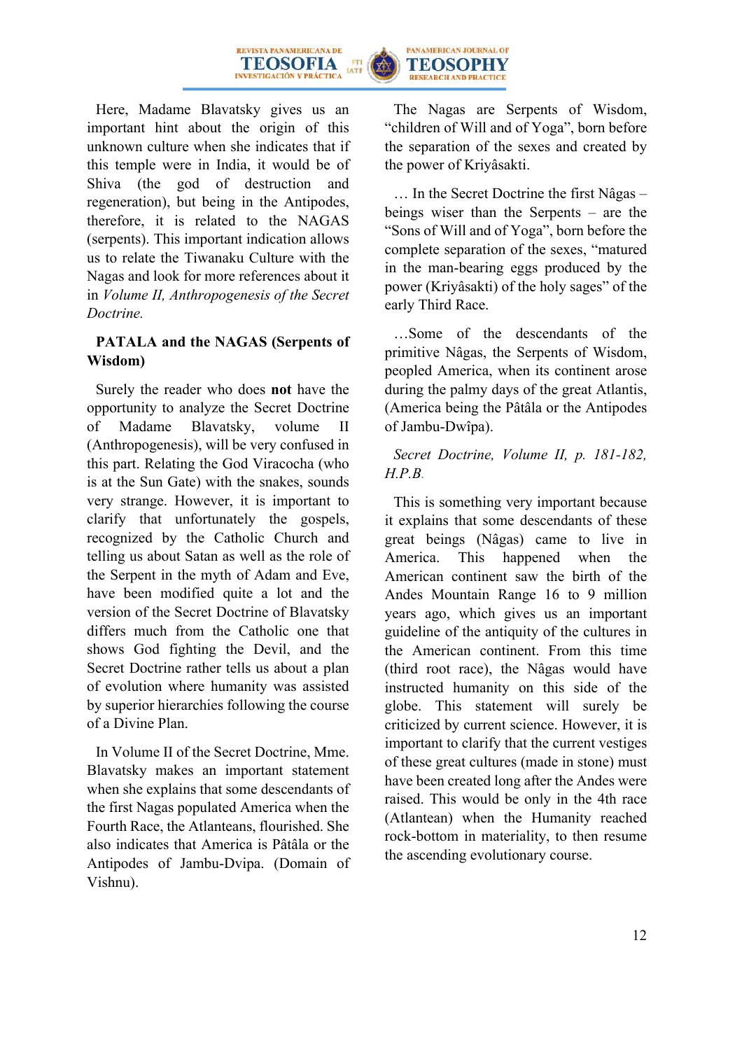Here, Madame Blavatsky gives us an important hint about the origin of this unknown culture when she indicates that if this temple were in India, it would be of Shiva (the god of destruction and regeneration), but being in the Antipodes, therefore, it is related to the NAGAS (serpents). This important indication allows us to relate the Tiwanaku Culture with the Nagas and look for more references about it in *Volume II, Anthropogenesis of the Secret Doctrine.*

**PATALA and the NAGAS (Serpents of Wisdom)**

Surely the reader who does **not** have the opportunity to analyze the Secret Doctrine of Madame Blavatsky, volume II (Anthropogenesis), will be very confused in this part. Relating the God Viracocha (who is at the Sun Gate) with the snakes, sounds very strange. However, it is important to clarify that unfortunately the gospels, recognized by the Catholic Church and telling us about Satan as well as the role of the Serpent in the myth of Adam and Eve, have been modified quite a lot and the version of the Secret Doctrine of Blavatsky differs much from the Catholic one that shows God fighting the Devil, and the Secret Doctrine rather tells us about a plan of evolution where humanity was assisted by superior hierarchies following the course of a Divine Plan.

In Volume II of the Secret Doctrine, Mme. Blavatsky makes an important statement when she explains that some descendants of the first Nagas populated America when the Fourth Race, the Atlanteans, flourished. She also indicates that America is Pâtâla or the Antipodes of Jambu-Dvipa. (Domain of Vishnu).

The Nagas are Serpents of Wisdom, "children of Will and of Yoga", born before the separation of the sexes and created by the power of Kriyâsakti.

… In the Secret Doctrine the first Nâgas – beings wiser than the Serpents – are the "Sons of Will and of Yoga", born before the complete separation of the sexes, "matured in the man-bearing eggs produced by the power (Kriyâsakti) of the holy sages" of the early Third Race.

…Some of the descendants of the primitive Nâgas, the Serpents of Wisdom, peopled America, when its continent arose during the palmy days of the great Atlantis, (America being the Pâtâla or the Antipodes of Jambu-Dwîpa).

*Secret Doctrine, Volume II, p. 181-182, H.P.B.*

This is something very important because it explains that some descendants of these great beings (Nâgas) came to live in America. This happened when the American continent saw the birth of the Andes Mountain Range 16 to 9 million years ago, which gives us an important guideline of the antiquity of the cultures in the American continent. From this time (third root race), the Nâgas would have instructed humanity on this side of the globe. This statement will surely be criticized by current science. However, it is important to clarify that the current vestiges of these great cultures (made in stone) must have been created long after the Andes were raised. This would be only in the 4th race (Atlantean) when the Humanity reached rock-bottom in materiality, to then resume the ascending evolutionary course.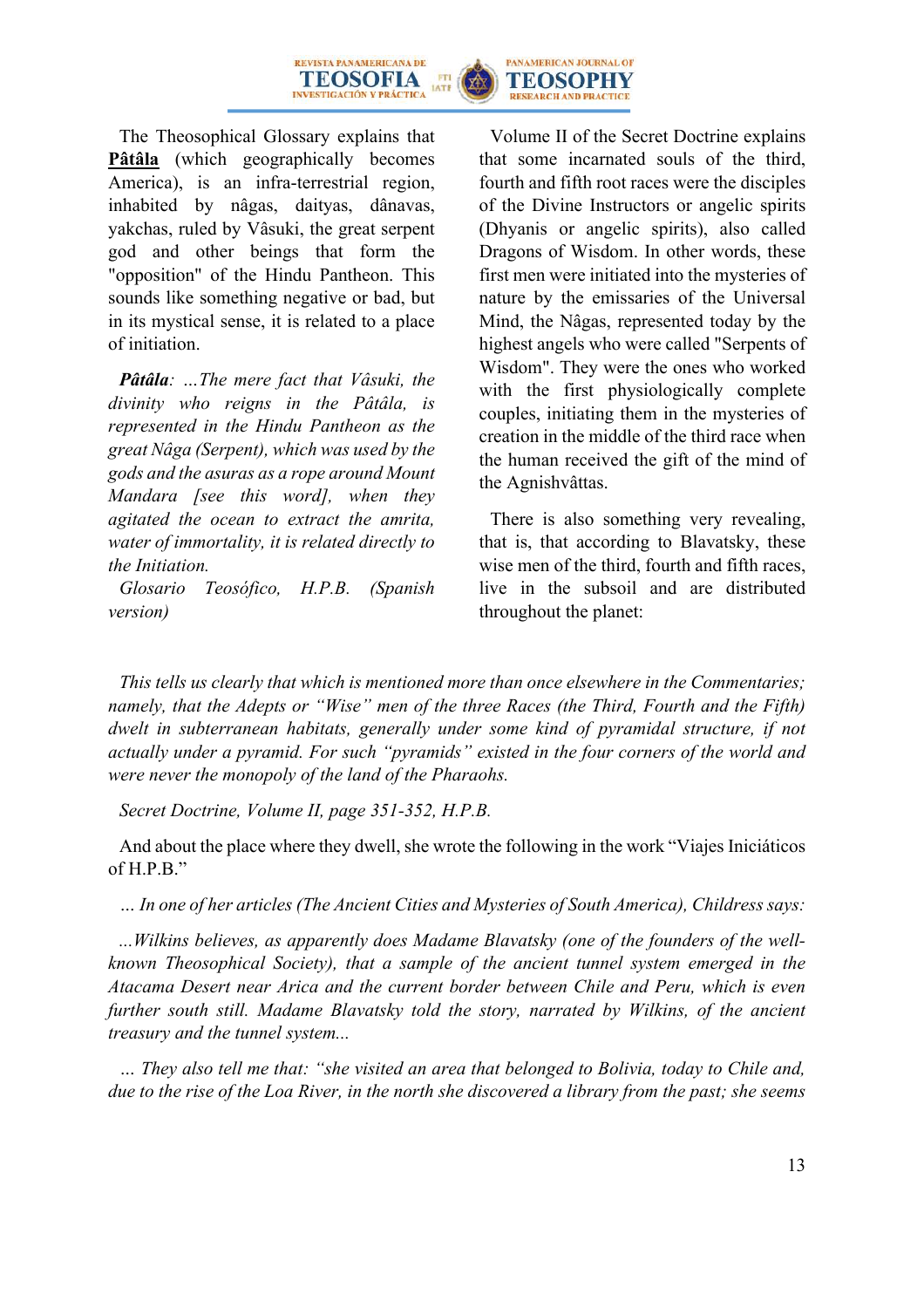The Theosophical Glossary explains that **Pâtâla** (which geographically becomes America), is an infra-terrestrial region, inhabited by nâgas, daityas, dânavas, yakchas, ruled by Vâsuki, the great serpent god and other beings that form the "opposition" of the Hindu Pantheon. This sounds like something negative or bad, but in its mystical sense, it is related to a place of initiation.

***Pâtâla**: …The mere fact that Vâsuki, the divinity who reigns in the Pâtâla, is represented in the Hindu Pantheon as the great Nâga (Serpent), which was used by the gods and the asuras as a rope around Mount Mandara [see this word], when they agitated the ocean to extract the amrita, water of immortality, it is related directly to the Initiation.*

*Glosario Teosófico, H.P.B. (Spanish version)*

Volume II of the Secret Doctrine explains that some incarnated souls of the third, fourth and fifth root races were the disciples of the Divine Instructors or angelic spirits (Dhyanis or angelic spirits), also called Dragons of Wisdom. In other words, these first men were initiated into the mysteries of nature by the emissaries of the Universal Mind, the Nâgas, represented today by the highest angels who were called "Serpents of Wisdom". They were the ones who worked with the first physiologically complete couples, initiating them in the mysteries of creation in the middle of the third race when the human received the gift of the mind of the Agnishvâttas.

There is also something very revealing, that is, that according to Blavatsky, these wise men of the third, fourth and fifth races, live in the subsoil and are distributed throughout the planet:

*This tells us clearly that which is mentioned more than once elsewhere in the Commentaries; namely, that the Adepts or "Wise" men of the three Races (the Third, Fourth and the Fifth) dwelt in subterranean habitats, generally under some kind of pyramidal structure, if not actually under a pyramid. For such "pyramids" existed in the four corners of the world and were never the monopoly of the land of the Pharaohs.*

*Secret Doctrine, Volume II, page 351-352, H.P.B.*

And about the place where they dwell, she wrote the following in the work "Viajes Iniciáticos of H.P.B."

*… In one of her articles (The Ancient Cities and Mysteries of South America), Childress says:*

*...Wilkins believes, as apparently does Madame Blavatsky (one of the founders of the well-known Theosophical Society), that a sample of the ancient tunnel system emerged in the Atacama Desert near Arica and the current border between Chile and Peru, which is even further south still. Madame Blavatsky told the story, narrated by Wilkins, of the ancient treasury and the tunnel system...*

*… They also tell me that: "she visited an area that belonged to Bolivia, today to Chile and, due to the rise of the Loa River, in the north she discovered a library from the past; she seems*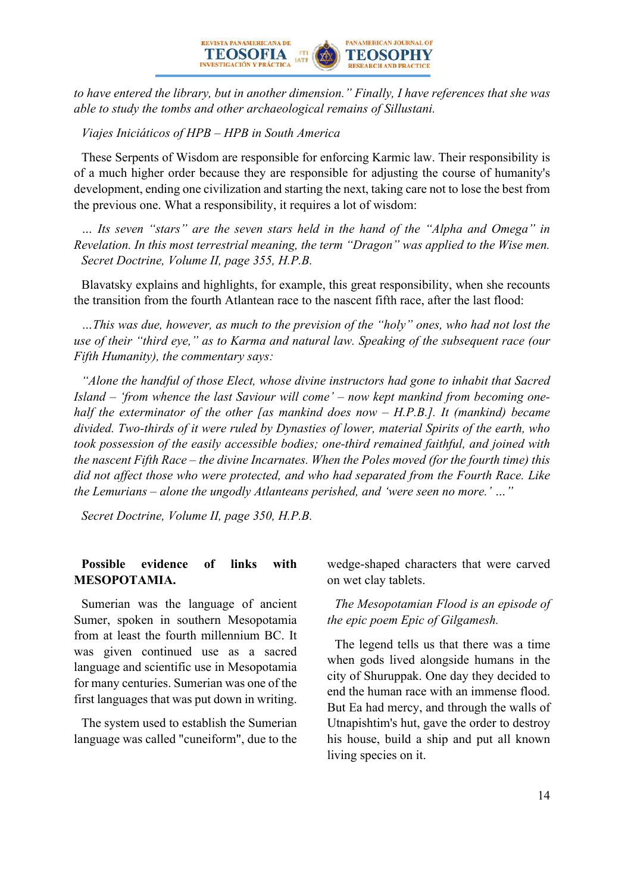*to have entered the library, but in another dimension." Finally, I have references that she was able to study the tombs and other archaeological remains of Sillustani.*

*Viajes Iniciáticos of HPB – HPB in South America*

These Serpents of Wisdom are responsible for enforcing Karmic law. Their responsibility is of a much higher order because they are responsible for adjusting the course of humanity's development, ending one civilization and starting the next, taking care not to lose the best from the previous one. What a responsibility, it requires a lot of wisdom:

*... Its seven "stars" are the seven stars held in the hand of the "Alpha and Omega" in Revelation. In this most terrestrial meaning, the term "Dragon" was applied to the Wise men.*
*Secret Doctrine, Volume II, page 355, H.P.B.*

Blavatsky explains and highlights, for example, this great responsibility, when she recounts the transition from the fourth Atlantean race to the nascent fifth race, after the last flood:

*…This was due, however, as much to the prevision of the "holy" ones, who had not lost the use of their "third eye," as to Karma and natural law. Speaking of the subsequent race (our Fifth Humanity), the commentary says:*

*"Alone the handful of those Elect, whose divine instructors had gone to inhabit that Sacred Island – 'from whence the last Saviour will come' – now kept mankind from becoming one-half the exterminator of the other [as mankind does now – H.P.B.]. It (mankind) became divided. Two-thirds of it were ruled by Dynasties of lower, material Spirits of the earth, who took possession of the easily accessible bodies; one-third remained faithful, and joined with the nascent Fifth Race – the divine Incarnates. When the Poles moved (for the fourth time) this did not affect those who were protected, and who had separated from the Fourth Race. Like the Lemurians – alone the ungodly Atlanteans perished, and 'were seen no more.' …"*

*Secret Doctrine, Volume II, page 350, H.P.B.*

**Possible evidence of links with MESOPOTAMIA.**

Sumerian was the language of ancient Sumer, spoken in southern Mesopotamia from at least the fourth millennium BC. It was given continued use as a sacred language and scientific use in Mesopotamia for many centuries. Sumerian was one of the first languages that was put down in writing.

The system used to establish the Sumerian language was called "cuneiform", due to the wedge-shaped characters that were carved on wet clay tablets.

*The Mesopotamian Flood is an episode of the epic poem Epic of Gilgamesh.*

The legend tells us that there was a time when gods lived alongside humans in the city of Shuruppak. One day they decided to end the human race with an immense flood. But Ea had mercy, and through the walls of Utnapishtim's hut, gave the order to destroy his house, build a ship and put all known living species on it.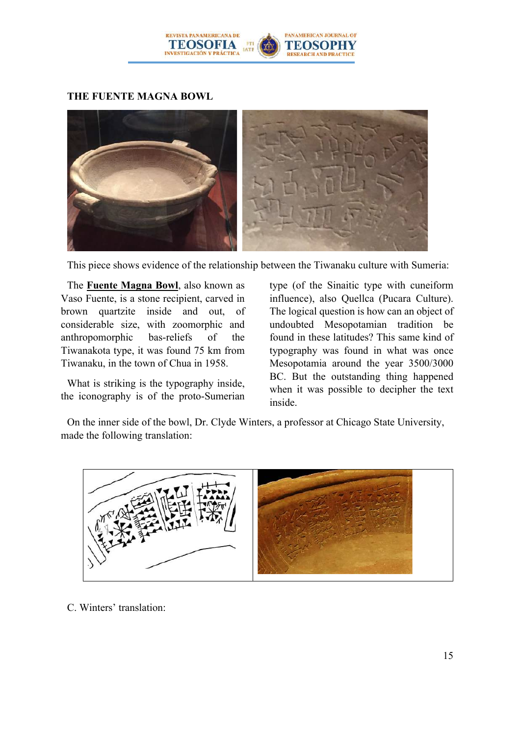### THE FUENTE MAGNA BOWL

This piece shows evidence of the relationship between the Tiwanaku culture with Sumeria:

The **Fuente Magna Bowl**, also known as Vaso Fuente, is a stone recipient, carved in brown quartzite inside and out, of considerable size, with zoomorphic and anthropomorphic bas-reliefs of the Tiwanakota type, it was found 75 km from Tiwanaku, in the town of Chua in 1958.

What is striking is the typography inside, the iconography is of the proto-Sumerian type (of the Sinaitic type with cuneiform influence), also Quellca (Pucara Culture). The logical question is how can an object of undoubted Mesopotamian tradition be found in these latitudes? This same kind of typography was found in what was once Mesopotamia around the year 3500/3000 BC. But the outstanding thing happened when it was possible to decipher the text inside.

On the inner side of the bowl, Dr. Clyde Winters, a professor at Chicago State University, made the following translation:

C. Winters' translation: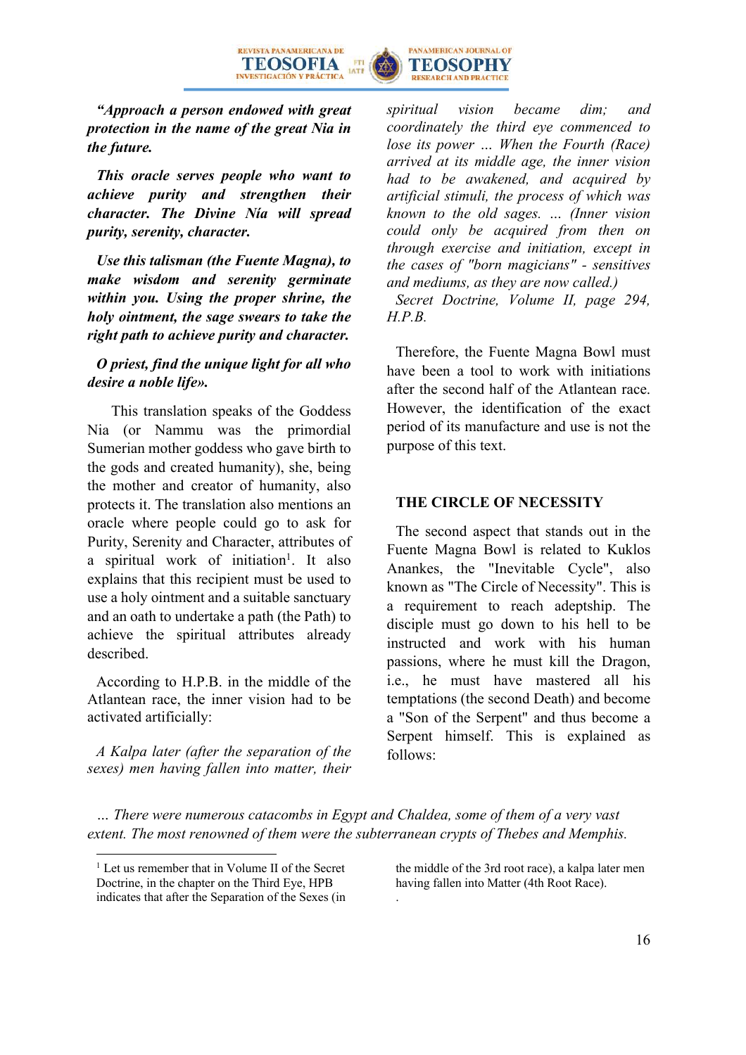***"Approach a person endowed with great protection in the name of the great Nia in the future.***

***This oracle serves people who want to achieve purity and strengthen their character. The Divine Nía will spread purity, serenity, character.***

***Use this talisman (the Fuente Magna), to make wisdom and serenity germinate within you. Using the proper shrine, the holy ointment, the sage swears to take the right path to achieve purity and character.***

***O priest, find the unique light for all who desire a noble life».***

This translation speaks of the Goddess Nia (or Nammu was the primordial Sumerian mother goddess who gave birth to the gods and created humanity), she, being the mother and creator of humanity, also protects it. The translation also mentions an oracle where people could go to ask for Purity, Serenity and Character, attributes of a spiritual work of initiation[1]. It also explains that this recipient must be used to use a holy ointment and a suitable sanctuary and an oath to undertake a path (the Path) to achieve the spiritual attributes already described.

According to H.P.B. in the middle of the Atlantean race, the inner vision had to be activated artificially:

*A Kalpa later (after the separation of the sexes) men having fallen into matter, their spiritual vision became dim; and coordinately the third eye commenced to lose its power ... When the Fourth (Race) arrived at its middle age, the inner vision had to be awakened, and acquired by artificial stimuli, the process of which was known to the old sages. ... (Inner vision could only be acquired from then on through exercise and initiation, except in the cases of "born magicians" - sensitives and mediums, as they are now called.)*

*Secret Doctrine, Volume II, page 294, H.P.B.*

Therefore, the Fuente Magna Bowl must have been a tool to work with initiations after the second half of the Atlantean race. However, the identification of the exact period of its manufacture and use is not the purpose of this text.

## THE CIRCLE OF NECESSITY

The second aspect that stands out in the Fuente Magna Bowl is related to Kuklos Anankes, the "Inevitable Cycle", also known as "The Circle of Necessity". This is a requirement to reach adeptship. The disciple must go down to his hell to be instructed and work with his human passions, where he must kill the Dragon, i.e., he must have mastered all his temptations (the second Death) and become a "Son of the Serpent" and thus become a Serpent himself. This is explained as follows:

*... There were numerous catacombs in Egypt and Chaldea, some of them of a very vast extent. The most renowned of them were the subterranean crypts of Thebes and Memphis.*

---

[1] Let us remember that in Volume II of the Secret Doctrine, in the chapter on the Third Eye, HPB indicates that after the Separation of the Sexes (in the middle of the 3rd root race), a kalpa later men having fallen into Matter (4th Root Race).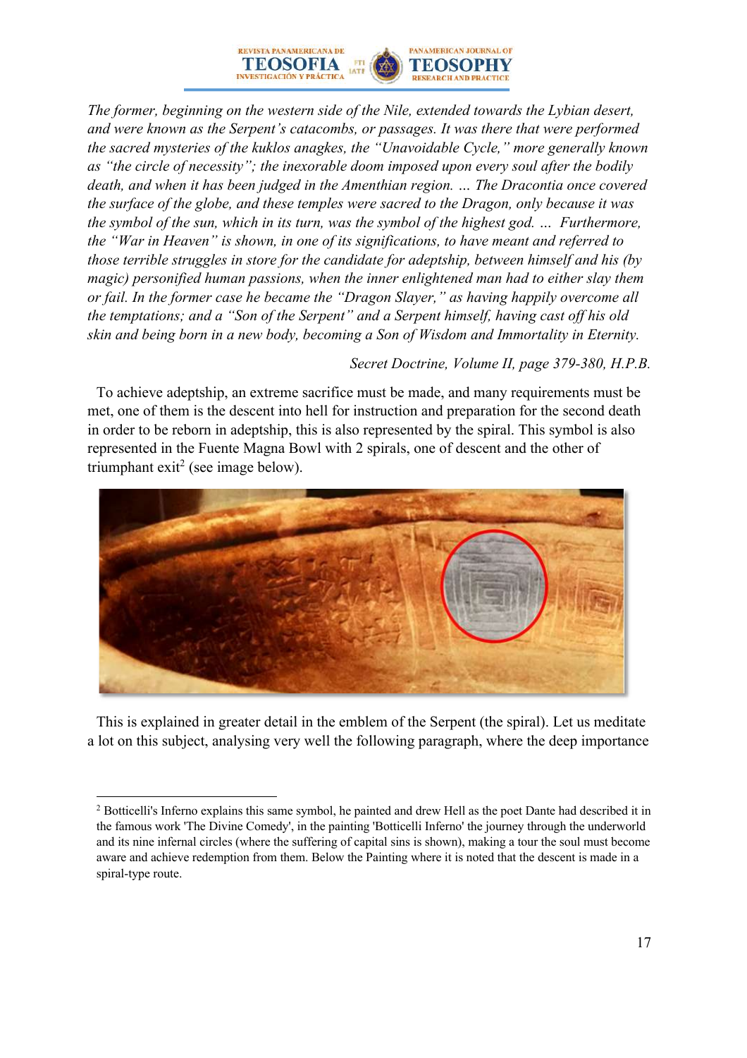*The former, beginning on the western side of the Nile, extended towards the Lybian desert, and were known as the Serpent's catacombs, or passages. It was there that were performed the sacred mysteries of the kuklos anagkes, the "Unavoidable Cycle," more generally known as "the circle of necessity"; the inexorable doom imposed upon every soul after the bodily death, and when it has been judged in the Amenthian region. … The Dracontia once covered the surface of the globe, and these temples were sacred to the Dragon, only because it was the symbol of the sun, which in its turn, was the symbol of the highest god. … Furthermore, the "War in Heaven" is shown, in one of its significations, to have meant and referred to those terrible struggles in store for the candidate for adeptship, between himself and his (by magic) personified human passions, when the inner enlightened man had to either slay them or fail. In the former case he became the "Dragon Slayer," as having happily overcome all the temptations; and a "Son of the Serpent" and a Serpent himself, having cast off his old skin and being born in a new body, becoming a Son of Wisdom and Immortality in Eternity.*

*Secret Doctrine, Volume II, page 379-380, H.P.B.*

To achieve adeptship, an extreme sacrifice must be made, and many requirements must be met, one of them is the descent into hell for instruction and preparation for the second death in order to be reborn in adeptship, this is also represented by the spiral. This symbol is also represented in the Fuente Magna Bowl with 2 spirals, one of descent and the other of triumphant exit[2] (see image below).

This is explained in greater detail in the emblem of the Serpent (the spiral). Let us meditate a lot on this subject, analysing very well the following paragraph, where the deep importance

---

[2] Botticelli's Inferno explains this same symbol, he painted and drew Hell as the poet Dante had described it in the famous work 'The Divine Comedy', in the painting 'Botticelli Inferno' the journey through the underworld and its nine infernal circles (where the suffering of capital sins is shown), making a tour the soul must become aware and achieve redemption from them. Below the Painting where it is noted that the descent is made in a spiral-type route.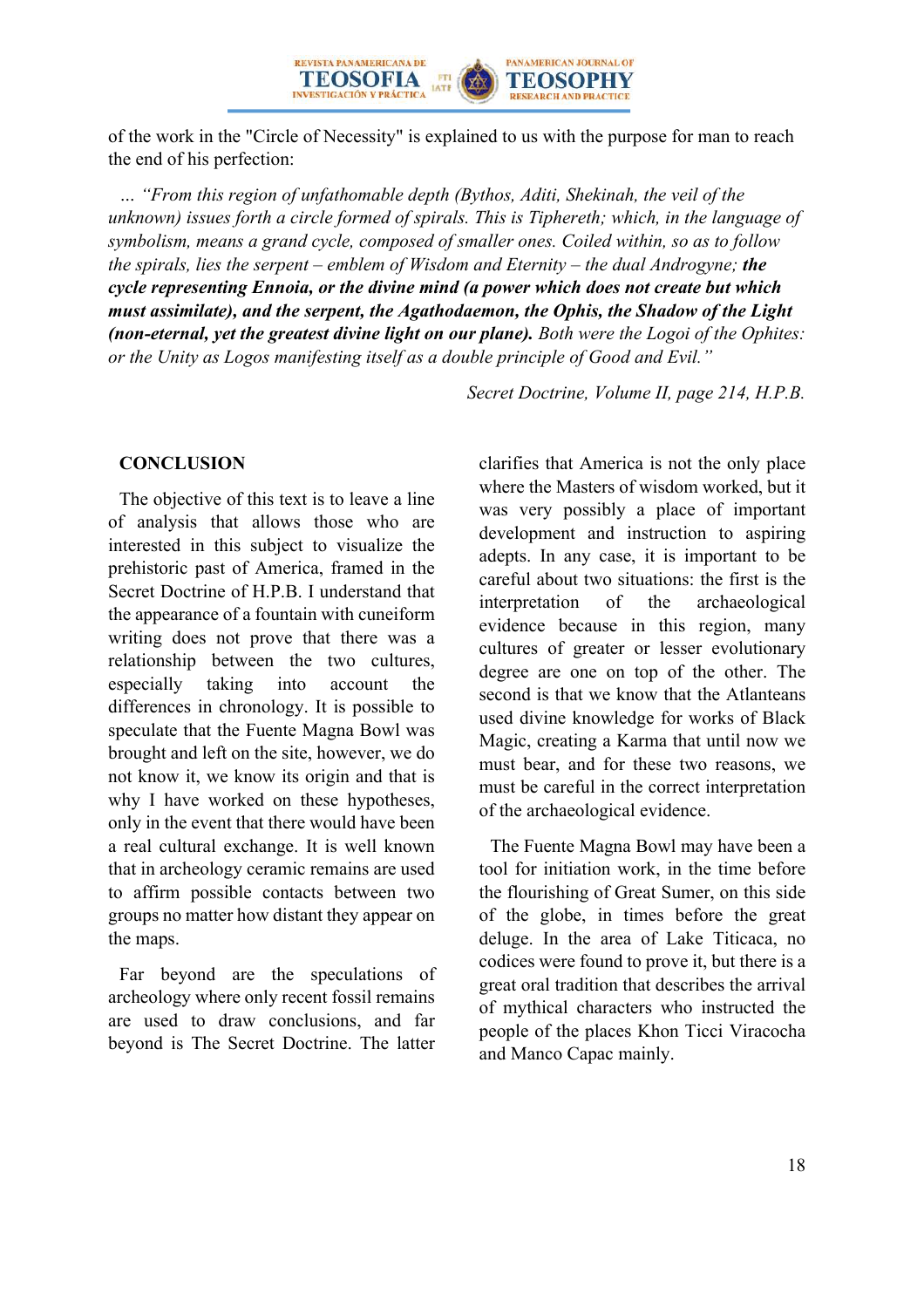of the work in the "Circle of Necessity" is explained to us with the purpose for man to reach the end of his perfection:

> … *"From this region of unfathomable depth (Bythos, Aditi, Shekinah, the veil of the unknown) issues forth a circle formed of spirals. This is Tiphereth; which, in the language of symbolism, means a grand cycle, composed of smaller ones. Coiled within, so as to follow the spirals, lies the serpent – emblem of Wisdom and Eternity – the dual Androgyne;* ***the cycle representing Ennoia, or the divine mind (a power which does not create but which must assimilate), and the serpent, the Agathodaemon, the Ophis, the Shadow of the Light (non-eternal, yet the greatest divine light on our plane).*** *Both were the Logoi of the Ophites: or the Unity as Logos manifesting itself as a double principle of Good and Evil."*
>
> *Secret Doctrine, Volume II, page 214, H.P.B.*

## CONCLUSION

The objective of this text is to leave a line of analysis that allows those who are interested in this subject to visualize the prehistoric past of America, framed in the Secret Doctrine of H.P.B. I understand that the appearance of a fountain with cuneiform writing does not prove that there was a relationship between the two cultures, especially taking into account the differences in chronology. It is possible to speculate that the Fuente Magna Bowl was brought and left on the site, however, we do not know it, we know its origin and that is why I have worked on these hypotheses, only in the event that there would have been a real cultural exchange. It is well known that in archeology ceramic remains are used to affirm possible contacts between two groups no matter how distant they appear on the maps.

Far beyond are the speculations of archeology where only recent fossil remains are used to draw conclusions, and far beyond is The Secret Doctrine. The latter clarifies that America is not the only place where the Masters of wisdom worked, but it was very possibly a place of important development and instruction to aspiring adepts. In any case, it is important to be careful about two situations: the first is the interpretation of the archaeological evidence because in this region, many cultures of greater or lesser evolutionary degree are one on top of the other. The second is that we know that the Atlanteans used divine knowledge for works of Black Magic, creating a Karma that until now we must bear, and for these two reasons, we must be careful in the correct interpretation of the archaeological evidence.

The Fuente Magna Bowl may have been a tool for initiation work, in the time before the flourishing of Great Sumer, on this side of the globe, in times before the great deluge. In the area of Lake Titicaca, no codices were found to prove it, but there is a great oral tradition that describes the arrival of mythical characters who instructed the people of the places Khon Ticci Viracocha and Manco Capac mainly.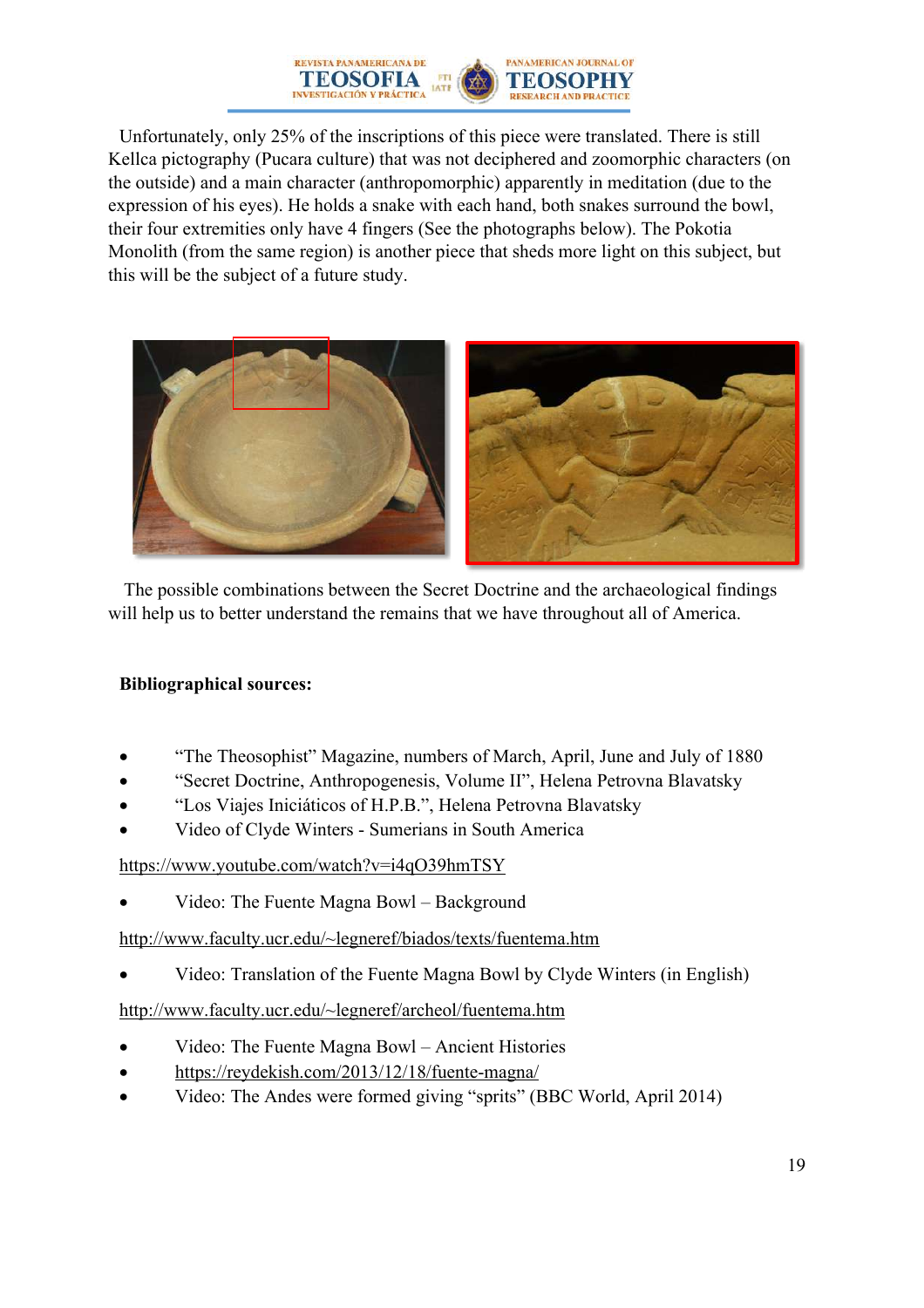Unfortunately, only 25% of the inscriptions of this piece were translated. There is still Kellca pictography (Pucara culture) that was not deciphered and zoomorphic characters (on the outside) and a main character (anthropomorphic) apparently in meditation (due to the expression of his eyes). He holds a snake with each hand, both snakes surround the bowl, their four extremities only have 4 fingers (See the photographs below). The Pokotia Monolith (from the same region) is another piece that sheds more light on this subject, but this will be the subject of a future study.

The possible combinations between the Secret Doctrine and the archaeological findings will help us to better understand the remains that we have throughout all of America.

**Bibliographical sources:**

- "The Theosophist" Magazine, numbers of March, April, June and July of 1880
- "Secret Doctrine, Anthropogenesis, Volume II", Helena Petrovna Blavatsky
- "Los Viajes Iniciáticos of H.P.B.", Helena Petrovna Blavatsky
- Video of Clyde Winters - Sumerians in South America

https://www.youtube.com/watch?v=i4qO39hmTSY

- Video: The Fuente Magna Bowl – Background

http://www.faculty.ucr.edu/~legneref/biados/texts/fuentema.htm

- Video: Translation of the Fuente Magna Bowl by Clyde Winters (in English)

http://www.faculty.ucr.edu/~legneref/archeol/fuentema.htm

- Video: The Fuente Magna Bowl – Ancient Histories
- https://reydekish.com/2013/12/18/fuente-magna/
- Video: The Andes were formed giving "sprits" (BBC World, April 2014)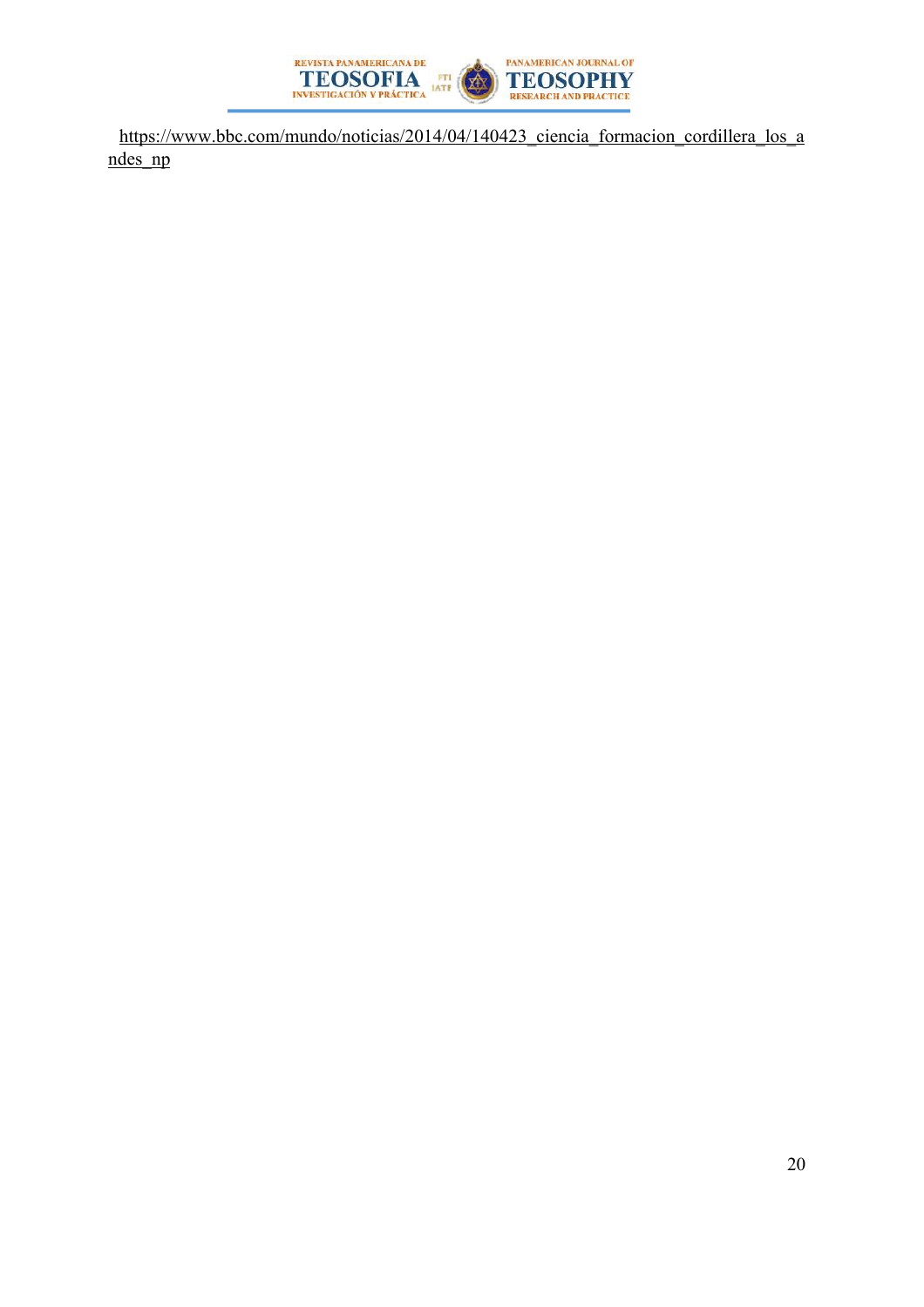https://www.bbc.com/mundo/noticias/2014/04/140423_ciencia_formacion_cordillera_los_andes_np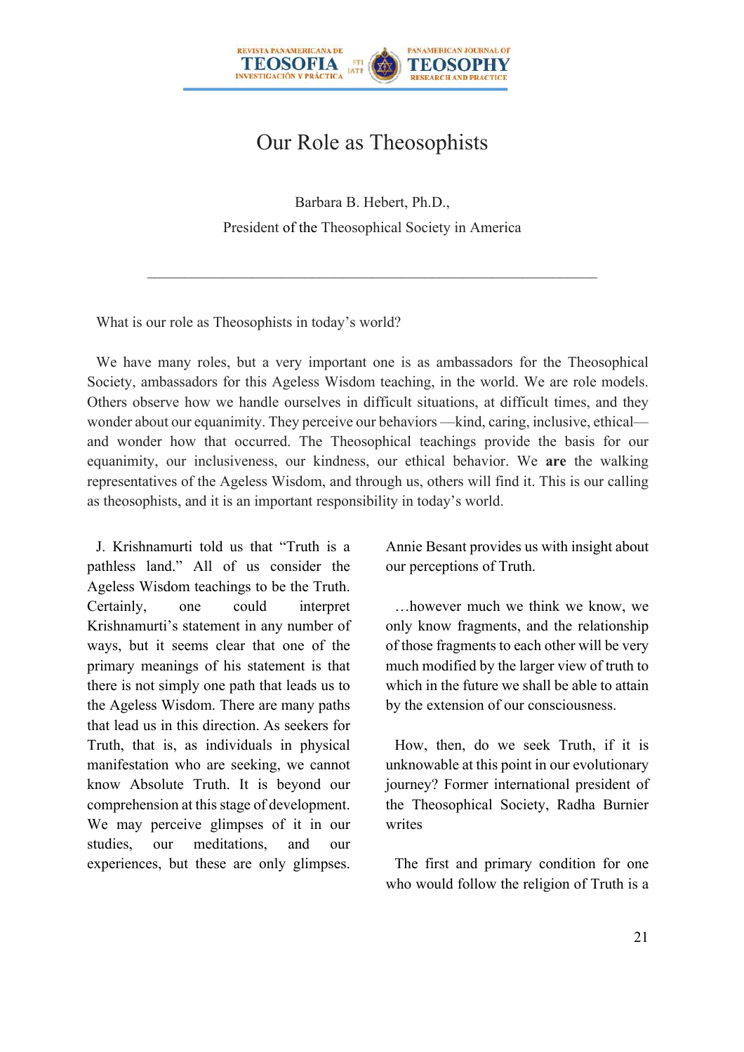# Our Role as Theosophists

Barbara B. Hebert, Ph.D.,

President of the Theosophical Society in America

---

What is our role as Theosophists in today's world?

We have many roles, but a very important one is as ambassadors for the Theosophical Society, ambassadors for this Ageless Wisdom teaching, in the world. We are role models. Others observe how we handle ourselves in difficult situations, at difficult times, and they wonder about our equanimity. They perceive our behaviors —kind, caring, inclusive, ethical— and wonder how that occurred. The Theosophical teachings provide the basis for our equanimity, our inclusiveness, our kindness, our ethical behavior. We **are** the walking representatives of the Ageless Wisdom, and through us, others will find it. This is our calling as theosophists, and it is an important responsibility in today's world.

J. Krishnamurti told us that "Truth is a pathless land." All of us consider the Ageless Wisdom teachings to be the Truth. Certainly, one could interpret Krishnamurti's statement in any number of ways, but it seems clear that one of the primary meanings of his statement is that there is not simply one path that leads us to the Ageless Wisdom. There are many paths that lead us in this direction. As seekers for Truth, that is, as individuals in physical manifestation who are seeking, we cannot know Absolute Truth. It is beyond our comprehension at this stage of development. We may perceive glimpses of it in our studies, our meditations, and our experiences, but these are only glimpses. Annie Besant provides us with insight about our perceptions of Truth.

> …however much we think we know, we only know fragments, and the relationship of those fragments to each other will be very much modified by the larger view of truth to which in the future we shall be able to attain by the extension of our consciousness.

How, then, do we seek Truth, if it is unknowable at this point in our evolutionary journey? Former international president of the Theosophical Society, Radha Burnier writes

> The first and primary condition for one who would follow the religion of Truth is a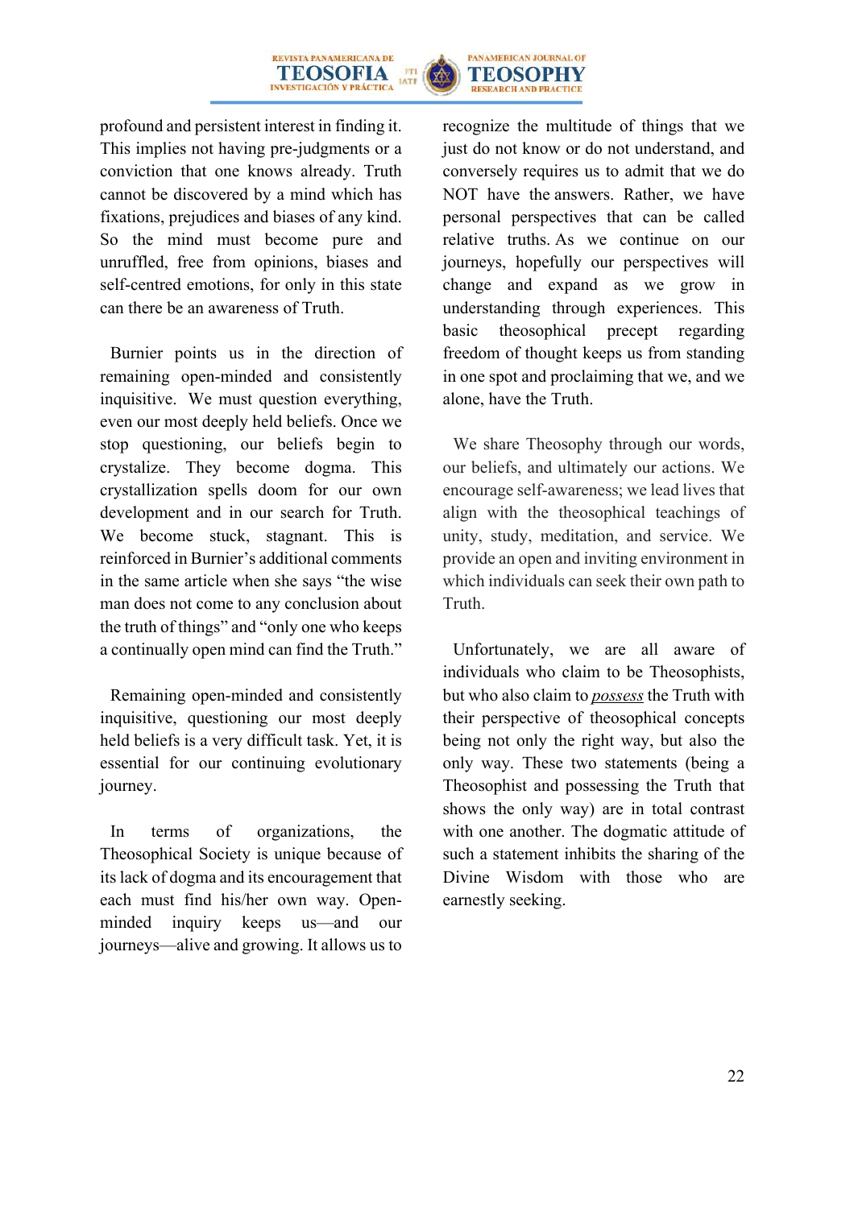profound and persistent interest in finding it. This implies not having pre-judgments or a conviction that one knows already. Truth cannot be discovered by a mind which has fixations, prejudices and biases of any kind. So the mind must become pure and unruffled, free from opinions, biases and self-centred emotions, for only in this state can there be an awareness of Truth.

Burnier points us in the direction of remaining open-minded and consistently inquisitive. We must question everything, even our most deeply held beliefs. Once we stop questioning, our beliefs begin to crystalize. They become dogma. This crystallization spells doom for our own development and in our search for Truth. We become stuck, stagnant. This is reinforced in Burnier's additional comments in the same article when she says "the wise man does not come to any conclusion about the truth of things" and "only one who keeps a continually open mind can find the Truth."

Remaining open-minded and consistently inquisitive, questioning our most deeply held beliefs is a very difficult task. Yet, it is essential for our continuing evolutionary journey.

In terms of organizations, the Theosophical Society is unique because of its lack of dogma and its encouragement that each must find his/her own way. Open-minded inquiry keeps us—and our journeys—alive and growing. It allows us to recognize the multitude of things that we just do not know or do not understand, and conversely requires us to admit that we do NOT have the answers. Rather, we have personal perspectives that can be called relative truths. As we continue on our journeys, hopefully our perspectives will change and expand as we grow in understanding through experiences. This basic theosophical precept regarding freedom of thought keeps us from standing in one spot and proclaiming that we, and we alone, have the Truth.

We share Theosophy through our words, our beliefs, and ultimately our actions. We encourage self-awareness; we lead lives that align with the theosophical teachings of unity, study, meditation, and service. We provide an open and inviting environment in which individuals can seek their own path to Truth.

Unfortunately, we are all aware of individuals who claim to be Theosophists, but who also claim to *possess* the Truth with their perspective of theosophical concepts being not only the right way, but also the only way. These two statements (being a Theosophist and possessing the Truth that shows the only way) are in total contrast with one another. The dogmatic attitude of such a statement inhibits the sharing of the Divine Wisdom with those who are earnestly seeking.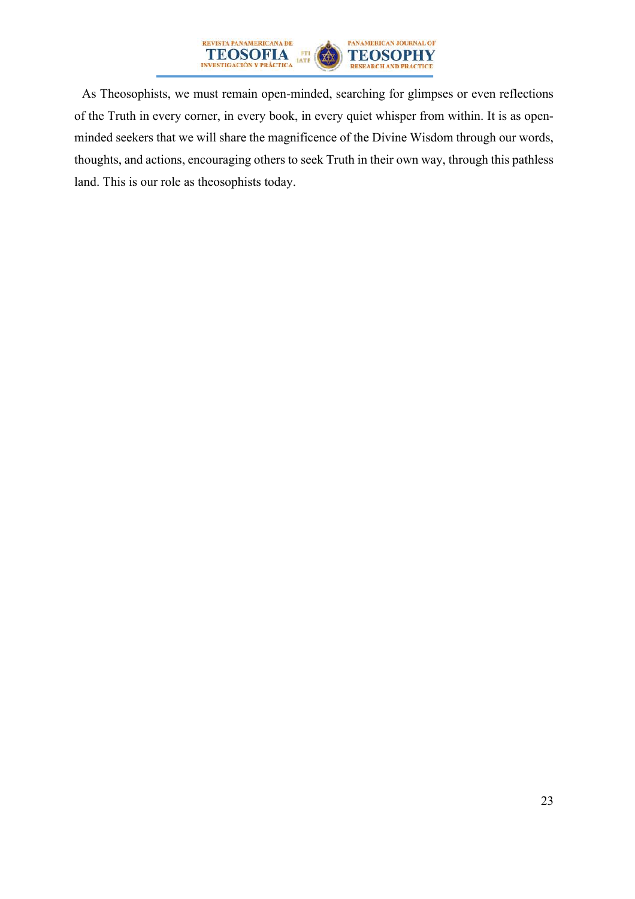As Theosophists, we must remain open-minded, searching for glimpses or even reflections of the Truth in every corner, in every book, in every quiet whisper from within. It is as open-minded seekers that we will share the magnificence of the Divine Wisdom through our words, thoughts, and actions, encouraging others to seek Truth in their own way, through this pathless land. This is our role as theosophists today.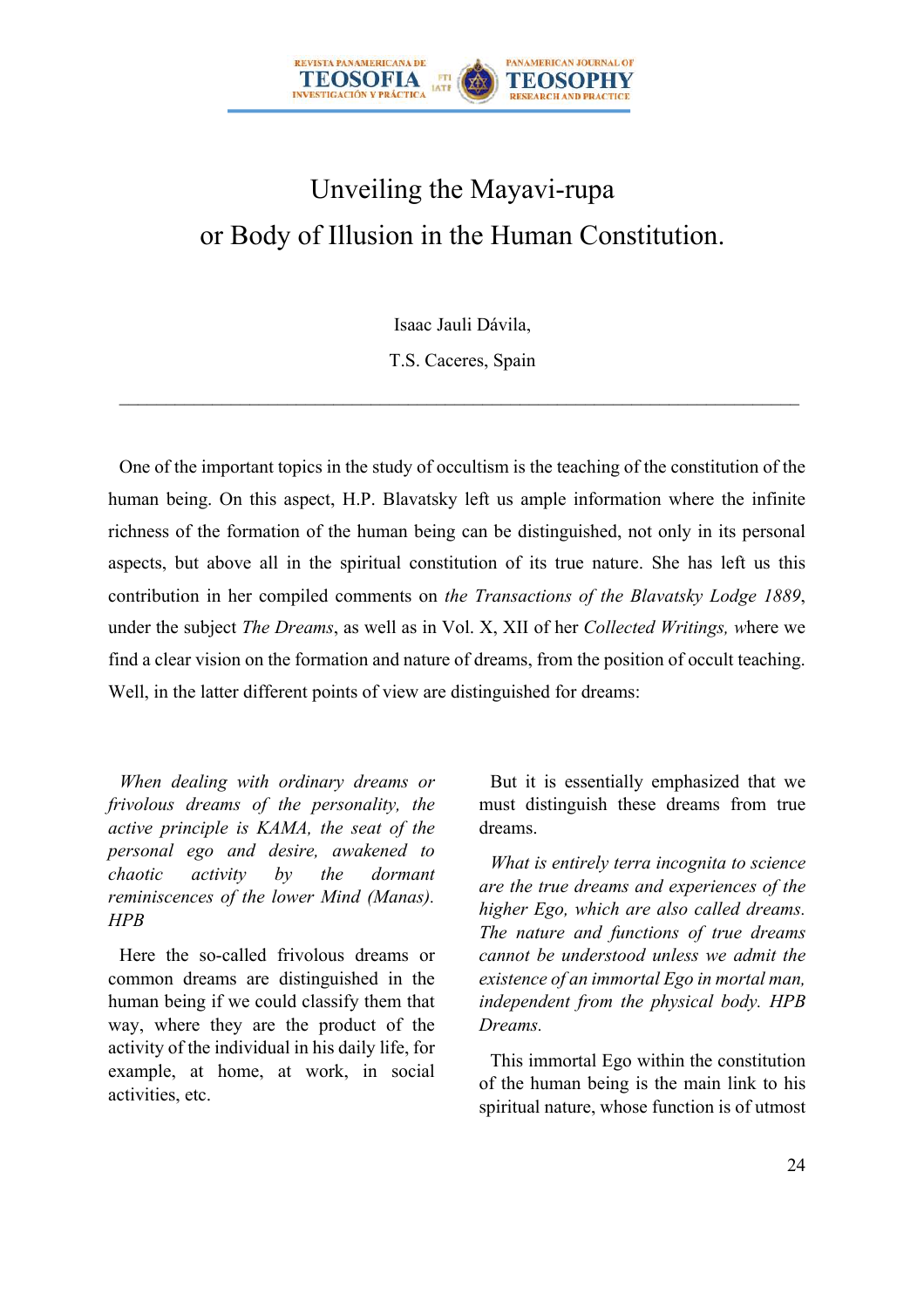# Unveiling the Mayavi-rupa or Body of Illusion in the Human Constitution.

Isaac Jauli Dávila,

T.S. Caceres, Spain

---

One of the important topics in the study of occultism is the teaching of the constitution of the human being. On this aspect, H.P. Blavatsky left us ample information where the infinite richness of the formation of the human being can be distinguished, not only in its personal aspects, but above all in the spiritual constitution of its true nature. She has left us this contribution in her compiled comments on *the Transactions of the Blavatsky Lodge 1889*, under the subject *The Dreams*, as well as in Vol. X, XII of her *Collected Writings, w*here we find a clear vision on the formation and nature of dreams, from the position of occult teaching. Well, in the latter different points of view are distinguished for dreams:

*When dealing with ordinary dreams or frivolous dreams of the personality, the active principle is KAMA, the seat of the personal ego and desire, awakened to chaotic activity by the dormant reminiscences of the lower Mind (Manas). HPB*

Here the so-called frivolous dreams or common dreams are distinguished in the human being if we could classify them that way, where they are the product of the activity of the individual in his daily life, for example, at home, at work, in social activities, etc.

But it is essentially emphasized that we must distinguish these dreams from true dreams.

*What is entirely terra incognita to science are the true dreams and experiences of the higher Ego, which are also called dreams. The nature and functions of true dreams cannot be understood unless we admit the existence of an immortal Ego in mortal man, independent from the physical body. HPB Dreams.*

This immortal Ego within the constitution of the human being is the main link to his spiritual nature, whose function is of utmost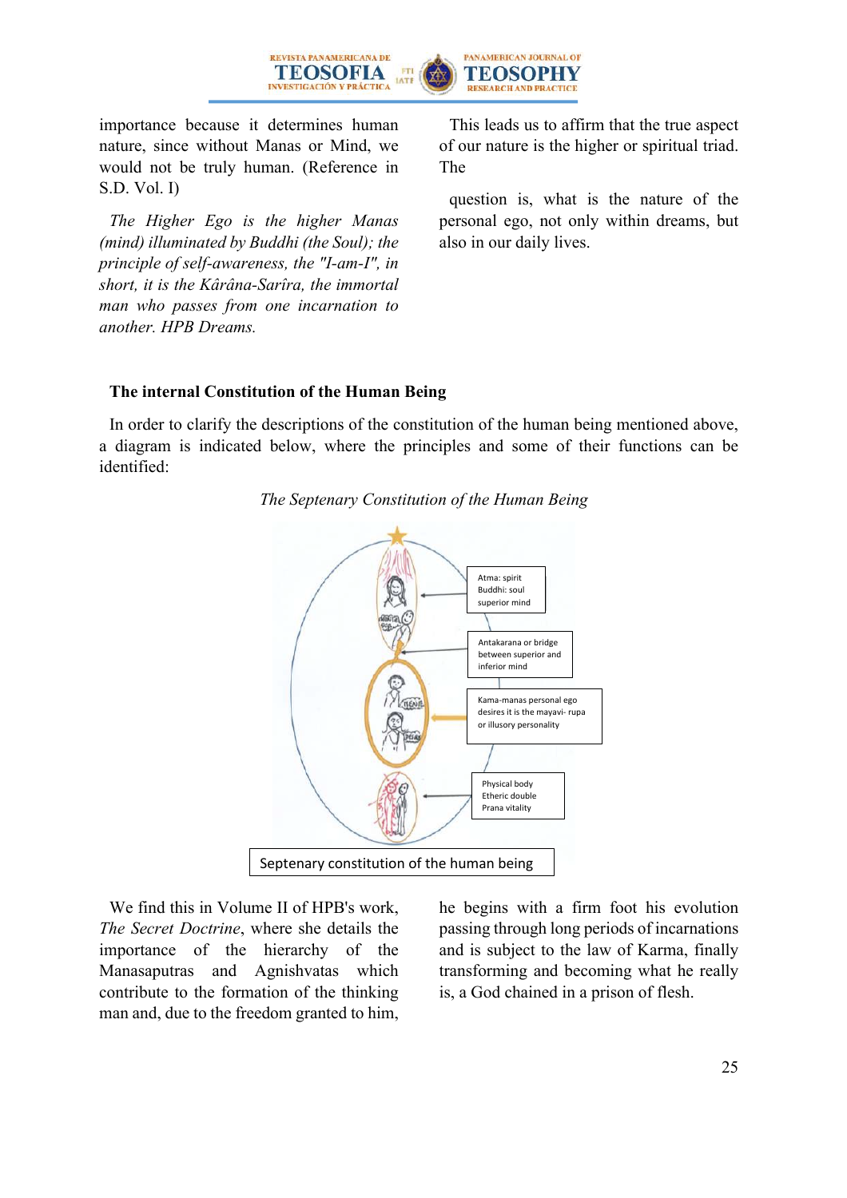importance because it determines human nature, since without Manas or Mind, we would not be truly human. (Reference in S.D. Vol. I)

*The Higher Ego is the higher Manas (mind) illuminated by Buddhi (the Soul); the principle of self-awareness, the "I-am-I", in short, it is the Kârâna-Sarîra, the immortal man who passes from one incarnation to another. HPB Dreams.*

This leads us to affirm that the true aspect of our nature is the higher or spiritual triad. The

question is, what is the nature of the personal ego, not only within dreams, but also in our daily lives.

### The internal Constitution of the Human Being

In order to clarify the descriptions of the constitution of the human being mentioned above, a diagram is indicated below, where the principles and some of their functions can be identified:

*The Septenary Constitution of the Human Being*

Atma: spirit
Buddhi: soul
superior mind

Antakarana or bridge between superior and inferior mind

Kama-manas personal ego desires it is the mayavi- rupa or illusory personality

Physical body
Etheric double
Prana vitality

Septenary constitution of the human being

We find this in Volume II of HPB's work, *The Secret Doctrine*, where she details the importance of the hierarchy of the Manasaputras and Agnishvatas which contribute to the formation of the thinking man and, due to the freedom granted to him, he begins with a firm foot his evolution passing through long periods of incarnations and is subject to the law of Karma, finally transforming and becoming what he really is, a God chained in a prison of flesh.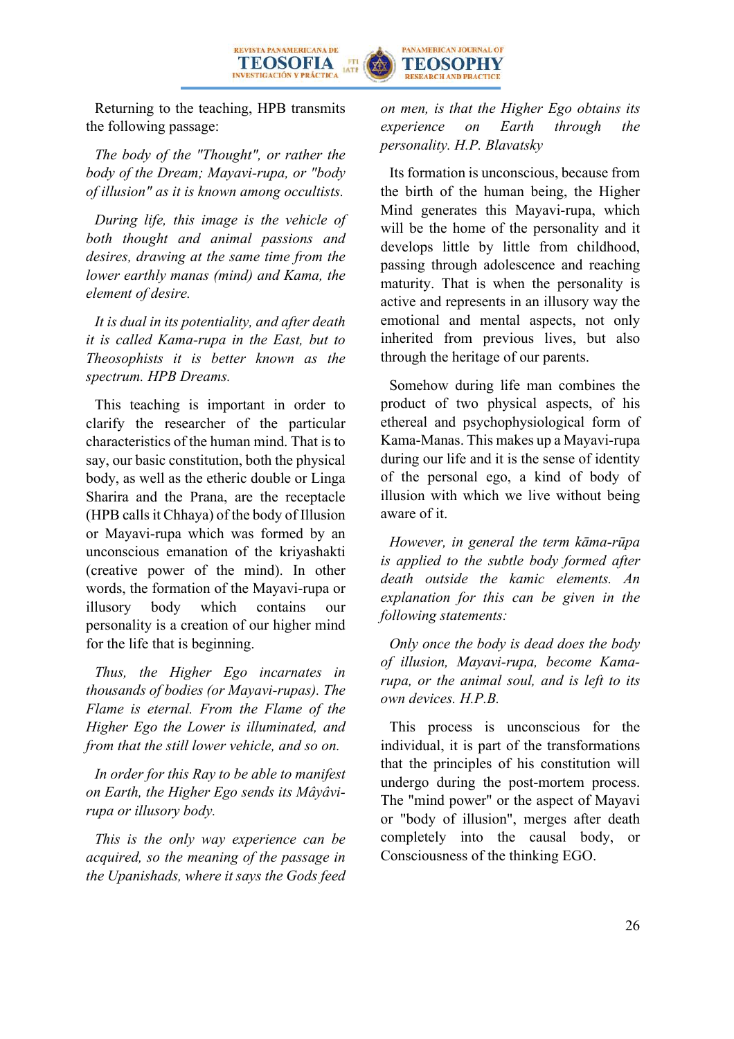Returning to the teaching, HPB transmits the following passage:

*The body of the "Thought", or rather the body of the Dream; Mayavi-rupa, or "body of illusion" as it is known among occultists.*

*During life, this image is the vehicle of both thought and animal passions and desires, drawing at the same time from the lower earthly manas (mind) and Kama, the element of desire.*

*It is dual in its potentiality, and after death it is called Kama-rupa in the East, but to Theosophists it is better known as the spectrum. HPB Dreams.*

This teaching is important in order to clarify the researcher of the particular characteristics of the human mind. That is to say, our basic constitution, both the physical body, as well as the etheric double or Linga Sharira and the Prana, are the receptacle (HPB calls it Chhaya) of the body of Illusion or Mayavi-rupa which was formed by an unconscious emanation of the kriyashakti (creative power of the mind). In other words, the formation of the Mayavi-rupa or illusory body which contains our personality is a creation of our higher mind for the life that is beginning.

*Thus, the Higher Ego incarnates in thousands of bodies (or Mayavi-rupas). The Flame is eternal. From the Flame of the Higher Ego the Lower is illuminated, and from that the still lower vehicle, and so on.*

*In order for this Ray to be able to manifest on Earth, the Higher Ego sends its Mâyâvi-rupa or illusory body.*

*This is the only way experience can be acquired, so the meaning of the passage in the Upanishads, where it says the Gods feed on men, is that the Higher Ego obtains its experience on Earth through the personality. H.P. Blavatsky*

Its formation is unconscious, because from the birth of the human being, the Higher Mind generates this Mayavi-rupa, which will be the home of the personality and it develops little by little from childhood, passing through adolescence and reaching maturity. That is when the personality is active and represents in an illusory way the emotional and mental aspects, not only inherited from previous lives, but also through the heritage of our parents.

Somehow during life man combines the product of two physical aspects, of his ethereal and psychophysiological form of Kama-Manas. This makes up a Mayavi-rupa during our life and it is the sense of identity of the personal ego, a kind of body of illusion with which we live without being aware of it.

*However, in general the term kāma-rūpa is applied to the subtle body formed after death outside the kamic elements. An explanation for this can be given in the following statements:*

*Only once the body is dead does the body of illusion, Mayavi-rupa, become Kama-rupa, or the animal soul, and is left to its own devices. H.P.B.*

This process is unconscious for the individual, it is part of the transformations that the principles of his constitution will undergo during the post-mortem process. The "mind power" or the aspect of Mayavi or "body of illusion", merges after death completely into the causal body, or Consciousness of the thinking EGO.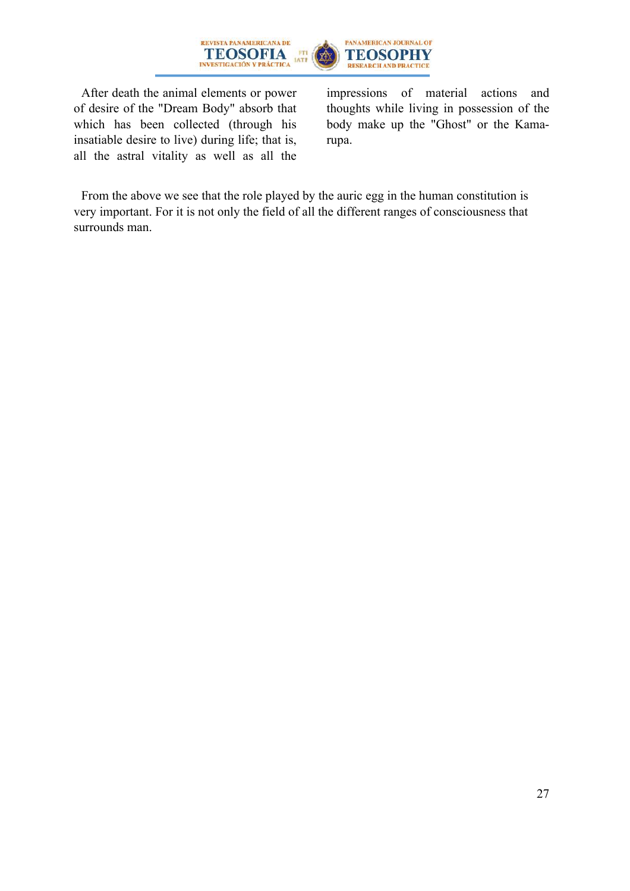After death the animal elements or power of desire of the "Dream Body" absorb that which has been collected (through his insatiable desire to live) during life; that is, all the astral vitality as well as all the impressions of material actions and thoughts while living in possession of the body make up the "Ghost" or the Kama-rupa.

From the above we see that the role played by the auric egg in the human constitution is very important. For it is not only the field of all the different ranges of consciousness that surrounds man.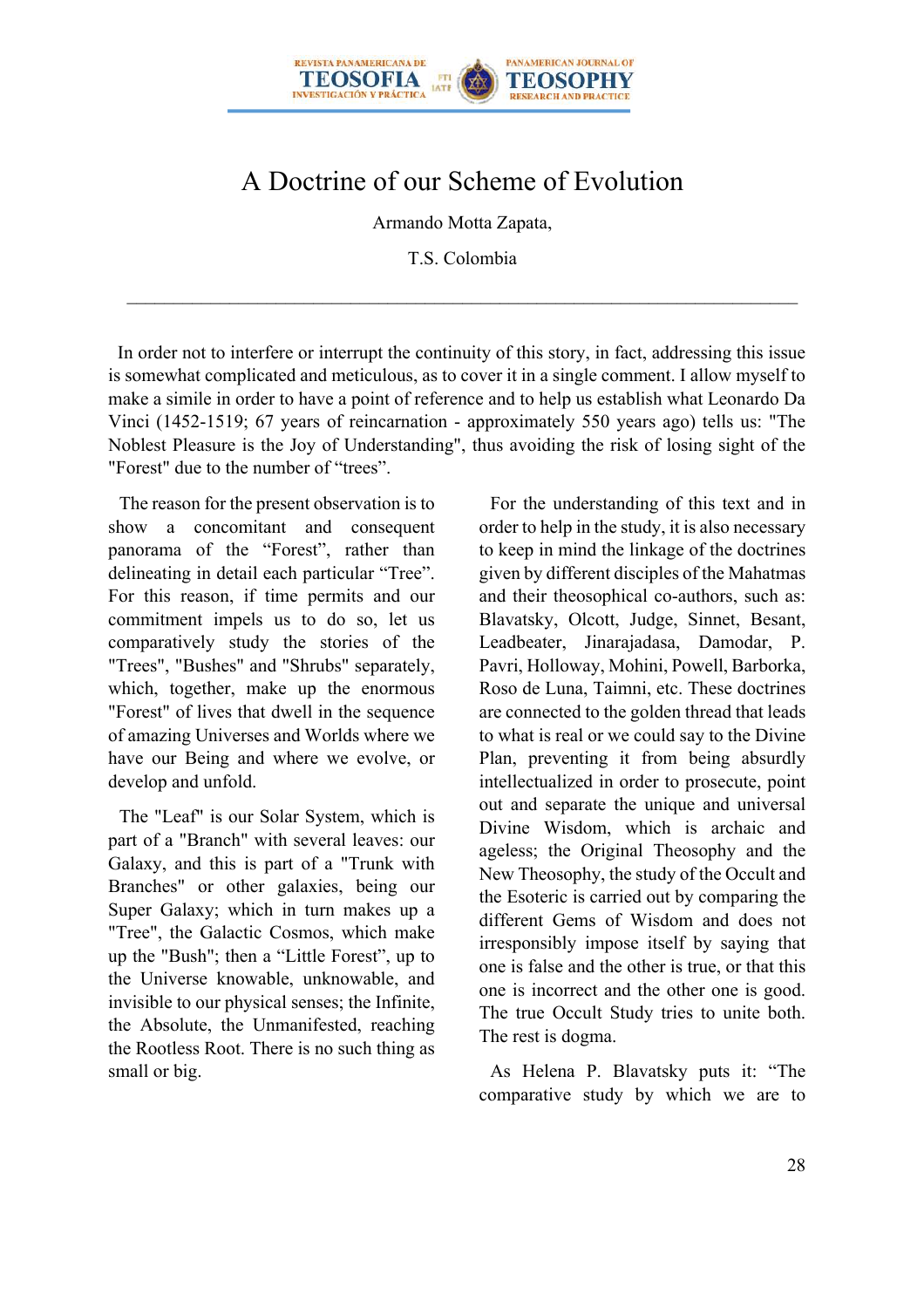# A Doctrine of our Scheme of Evolution

Armando Motta Zapata,

T.S. Colombia

---

In order not to interfere or interrupt the continuity of this story, in fact, addressing this issue is somewhat complicated and meticulous, as to cover it in a single comment. I allow myself to make a simile in order to have a point of reference and to help us establish what Leonardo Da Vinci (1452-1519; 67 years of reincarnation - approximately 550 years ago) tells us: "The Noblest Pleasure is the Joy of Understanding", thus avoiding the risk of losing sight of the "Forest" due to the number of "trees".

The reason for the present observation is to show a concomitant and consequent panorama of the "Forest", rather than delineating in detail each particular "Tree". For this reason, if time permits and our commitment impels us to do so, let us comparatively study the stories of the "Trees", "Bushes" and "Shrubs" separately, which, together, make up the enormous "Forest" of lives that dwell in the sequence of amazing Universes and Worlds where we have our Being and where we evolve, or develop and unfold.

The "Leaf" is our Solar System, which is part of a "Branch" with several leaves: our Galaxy, and this is part of a "Trunk with Branches" or other galaxies, being our Super Galaxy; which in turn makes up a "Tree", the Galactic Cosmos, which make up the "Bush"; then a "Little Forest", up to the Universe knowable, unknowable, and invisible to our physical senses; the Infinite, the Absolute, the Unmanifested, reaching the Rootless Root. There is no such thing as small or big.

For the understanding of this text and in order to help in the study, it is also necessary to keep in mind the linkage of the doctrines given by different disciples of the Mahatmas and their theosophical co-authors, such as: Blavatsky, Olcott, Judge, Sinnet, Besant, Leadbeater, Jinarajadasa, Damodar, P. Pavri, Holloway, Mohini, Powell, Barborka, Roso de Luna, Taimni, etc. These doctrines are connected to the golden thread that leads to what is real or we could say to the Divine Plan, preventing it from being absurdly intellectualized in order to prosecute, point out and separate the unique and universal Divine Wisdom, which is archaic and ageless; the Original Theosophy and the New Theosophy, the study of the Occult and the Esoteric is carried out by comparing the different Gems of Wisdom and does not irresponsibly impose itself by saying that one is false and the other is true, or that this one is incorrect and the other one is good. The true Occult Study tries to unite both. The rest is dogma.

As Helena P. Blavatsky puts it: "The comparative study by which we are to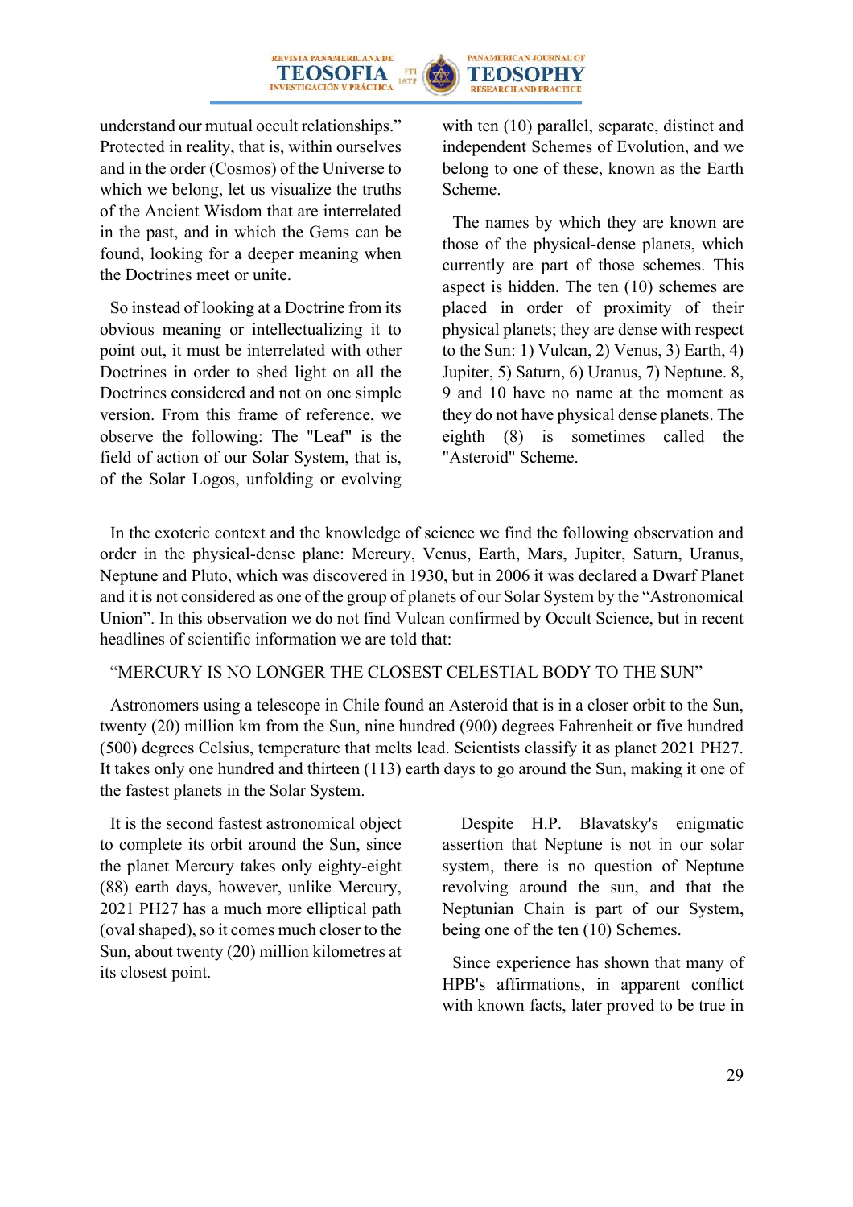understand our mutual occult relationships." Protected in reality, that is, within ourselves and in the order (Cosmos) of the Universe to which we belong, let us visualize the truths of the Ancient Wisdom that are interrelated in the past, and in which the Gems can be found, looking for a deeper meaning when the Doctrines meet or unite.

So instead of looking at a Doctrine from its obvious meaning or intellectualizing it to point out, it must be interrelated with other Doctrines in order to shed light on all the Doctrines considered and not on one simple version. From this frame of reference, we observe the following: The "Leaf" is the field of action of our Solar System, that is, of the Solar Logos, unfolding or evolving with ten (10) parallel, separate, distinct and independent Schemes of Evolution, and we belong to one of these, known as the Earth Scheme.

The names by which they are known are those of the physical-dense planets, which currently are part of those schemes. This aspect is hidden. The ten (10) schemes are placed in order of proximity of their physical planets; they are dense with respect to the Sun: 1) Vulcan, 2) Venus, 3) Earth, 4) Jupiter, 5) Saturn, 6) Uranus, 7) Neptune. 8, 9 and 10 have no name at the moment as they do not have physical dense planets. The eighth (8) is sometimes called the "Asteroid" Scheme.

In the exoteric context and the knowledge of science we find the following observation and order in the physical-dense plane: Mercury, Venus, Earth, Mars, Jupiter, Saturn, Uranus, Neptune and Pluto, which was discovered in 1930, but in 2006 it was declared a Dwarf Planet and it is not considered as one of the group of planets of our Solar System by the "Astronomical Union". In this observation we do not find Vulcan confirmed by Occult Science, but in recent headlines of scientific information we are told that:

"MERCURY IS NO LONGER THE CLOSEST CELESTIAL BODY TO THE SUN"

Astronomers using a telescope in Chile found an Asteroid that is in a closer orbit to the Sun, twenty (20) million km from the Sun, nine hundred (900) degrees Fahrenheit or five hundred (500) degrees Celsius, temperature that melts lead. Scientists classify it as planet 2021 PH27. It takes only one hundred and thirteen (113) earth days to go around the Sun, making it one of the fastest planets in the Solar System.

It is the second fastest astronomical object to complete its orbit around the Sun, since the planet Mercury takes only eighty-eight (88) earth days, however, unlike Mercury, 2021 PH27 has a much more elliptical path (oval shaped), so it comes much closer to the Sun, about twenty (20) million kilometres at its closest point.

Despite H.P. Blavatsky's enigmatic assertion that Neptune is not in our solar system, there is no question of Neptune revolving around the sun, and that the Neptunian Chain is part of our System, being one of the ten (10) Schemes.

Since experience has shown that many of HPB's affirmations, in apparent conflict with known facts, later proved to be true in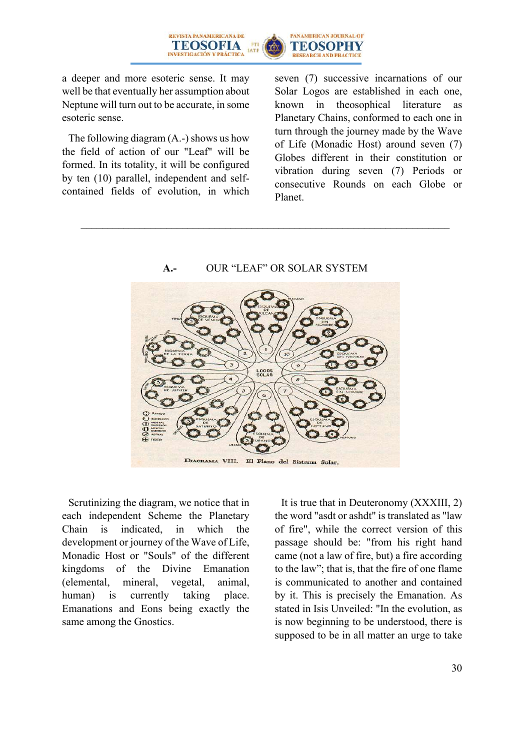a deeper and more esoteric sense. It may well be that eventually her assumption about Neptune will turn out to be accurate, in some esoteric sense.

The following diagram (A.-) shows us how the field of action of our "Leaf" will be formed. In its totality, it will be configured by ten (10) parallel, independent and self-contained fields of evolution, in which seven (7) successive incarnations of our Solar Logos are established in each one, known in theosophical literature as Planetary Chains, conformed to each one in turn through the journey made by the Wave of Life (Monadic Host) around seven (7) Globes different in their constitution or vibration during seven (7) Periods or consecutive Rounds on each Globe or Planet.

---

**A.-** OUR "LEAF" OR SOLAR SYSTEM

Diagrama VIII. El Plano del Sistema Solar.

Scrutinizing the diagram, we notice that in each independent Scheme the Planetary Chain is indicated, in which the development or journey of the Wave of Life, Monadic Host or "Souls" of the different kingdoms of the Divine Emanation (elemental, mineral, vegetal, animal, human) is currently taking place. Emanations and Eons being exactly the same among the Gnostics.

It is true that in Deuteronomy (XXXIII, 2) the word "asdt or ashdt" is translated as "law of fire", while the correct version of this passage should be: "from his right hand came (not a law of fire, but) a fire according to the law"; that is, that the fire of one flame is communicated to another and contained by it. This is precisely the Emanation. As stated in Isis Unveiled: "In the evolution, as is now beginning to be understood, there is supposed to be in all matter an urge to take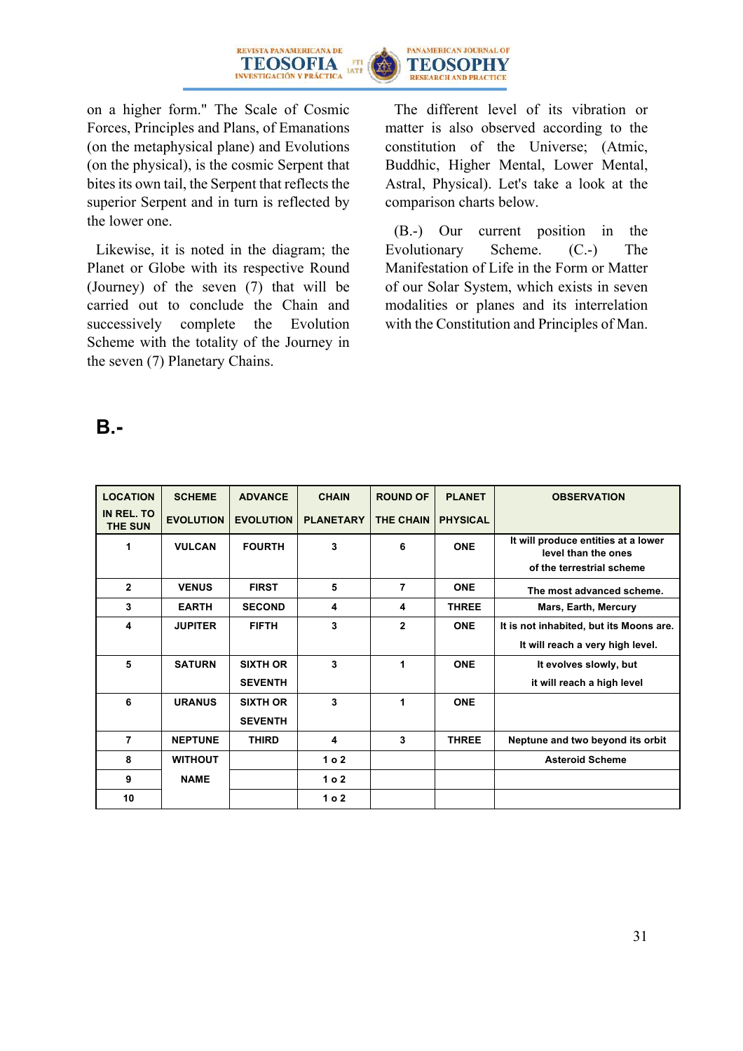on a higher form." The Scale of Cosmic Forces, Principles and Plans, of Emanations (on the metaphysical plane) and Evolutions (on the physical), is the cosmic Serpent that bites its own tail, the Serpent that reflects the superior Serpent and in turn is reflected by the lower one.

Likewise, it is noted in the diagram; the Planet or Globe with its respective Round (Journey) of the seven (7) that will be carried out to conclude the Chain and successively complete the Evolution Scheme with the totality of the Journey in the seven (7) Planetary Chains.

The different level of its vibration or matter is also observed according to the constitution of the Universe; (Atmic, Buddhic, Higher Mental, Lower Mental, Astral, Physical). Let's take a look at the comparison charts below.

(B.-) Our current position in the Evolutionary Scheme. (C.-) The Manifestation of Life in the Form or Matter of our Solar System, which exists in seven modalities or planes and its interrelation with the Constitution and Principles of Man.

## B.-

| LOCATION IN REL. TO THE SUN | SCHEME EVOLUTION | ADVANCE EVOLUTION | CHAIN PLANETARY | ROUND OF THE CHAIN | PLANET PHYSICAL | OBSERVATION |
|---|---|---|---|---|---|---|
| 1 | VULCAN | FOURTH | 3 | 6 | ONE | It will produce entities at a lower level than the ones of the terrestrial scheme |
| 2 | VENUS | FIRST | 5 | 7 | ONE | The most advanced scheme. |
| 3 | EARTH | SECOND | 4 | 4 | THREE | Mars, Earth, Mercury |
| 4 | JUPITER | FIFTH | 3 | 2 | ONE | It is not inhabited, but its Moons are. It will reach a very high level. |
| 5 | SATURN | SIXTH OR SEVENTH | 3 | 1 | ONE | It evolves slowly, but it will reach a high level |
| 6 | URANUS | SIXTH OR SEVENTH | 3 | 1 | ONE | |
| 7 | NEPTUNE | THIRD | 4 | 3 | THREE | Neptune and two beyond its orbit |
| 8 | WITHOUT NAME | | 1 o 2 | | | Asteroid Scheme |
| 9 | | | 1 o 2 | | | |
| 10 | | | 1 o 2 | | | |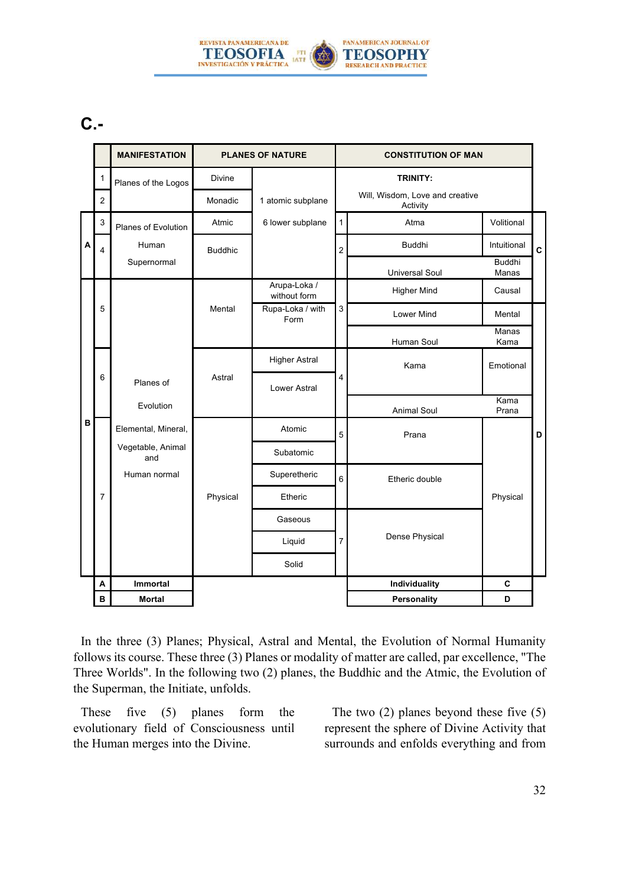# C.-

| | # | MANIFESTATION | PLANES OF NATURE | | # | CONSTITUTION OF MAN | | |
|---|---|---|---|---|---|---|---|---|
| | 1 | Planes of the Logos | Divine | 1 atomic subplane | | TRINITY: Will, Wisdom, Love and creative Activity | | |
| | 2 | | Monadic | | | | | |
| A | 3 | Planes of Evolution | Atmic | 6 lower subplane | 1 | Atma | Volitional | C |
| A | 4 | Human Supernormal | Buddhic | | 2 | Buddhi | Intuitional | C |
| A | | | | | | Universal Soul | Buddhi Manas | C |
| B | 5 | Planes of Evolution | Mental | Arupa-Loka / without form | 3 | Higher Mind | Causal | C |
| B | | | | Rupa-Loka / with Form | | Lower Mind | Mental | D |
| B | | | | | | Human Soul | Manas Kama | D |
| B | 6 | | Astral | Higher Astral | 4 | Kama | Emotional | D |
| B | | | | Lower Astral | | Animal Soul | Kama Prana | D |
| B | 7 | Elemental, Mineral, Vegetable, Animal and Human normal | Physical | Atomic | 5 | Prana | Physical | D |
| B | | | | Subatomic | | | | D |
| B | | | | Superetheric | 6 | Etheric double | | D |
| B | | | | Etheric | | | | D |
| B | | | | Gaseous | 7 | Dense Physical | | D |
| B | | | | Liquid | | | | D |
| B | | | | Solid | | | | D |
| | **A** | **Immortal** | | | | **Individuality** | **C** | |
| | **B** | **Mortal** | | | | **Personality** | **D** | |

In the three (3) Planes; Physical, Astral and Mental, the Evolution of Normal Humanity follows its course. These three (3) Planes or modality of matter are called, par excellence, "The Three Worlds". In the following two (2) planes, the Buddhic and the Atmic, the Evolution of the Superman, the Initiate, unfolds.

These five (5) planes form the evolutionary field of Consciousness until the Human merges into the Divine.

The two (2) planes beyond these five (5) represent the sphere of Divine Activity that surrounds and enfolds everything and from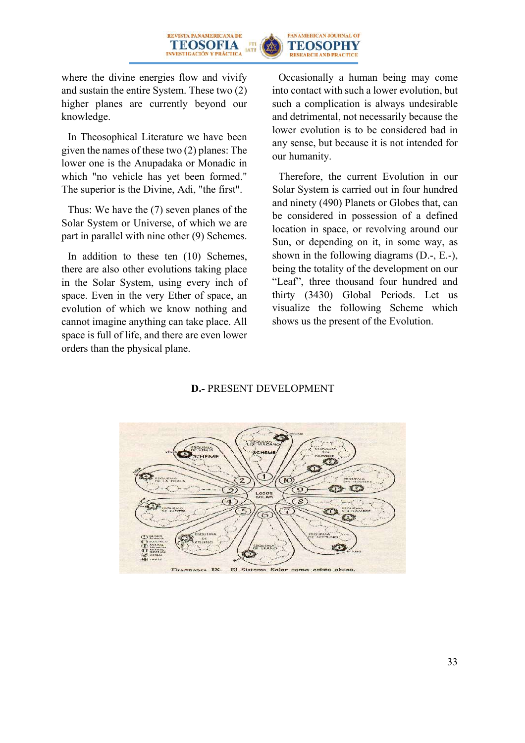where the divine energies flow and vivify and sustain the entire System. These two (2) higher planes are currently beyond our knowledge.

In Theosophical Literature we have been given the names of these two (2) planes: The lower one is the Anupadaka or Monadic in which "no vehicle has yet been formed." The superior is the Divine, Adi, "the first".

Thus: We have the (7) seven planes of the Solar System or Universe, of which we are part in parallel with nine other (9) Schemes.

In addition to these ten (10) Schemes, there are also other evolutions taking place in the Solar System, using every inch of space. Even in the very Ether of space, an evolution of which we know nothing and cannot imagine anything can take place. All space is full of life, and there are even lower orders than the physical plane.

Occasionally a human being may come into contact with such a lower evolution, but such a complication is always undesirable and detrimental, not necessarily because the lower evolution is to be considered bad in any sense, but because it is not intended for our humanity.

Therefore, the current Evolution in our Solar System is carried out in four hundred and ninety (490) Planets or Globes that, can be considered in possession of a defined location in space, or revolving around our Sun, or depending on it, in some way, as shown in the following diagrams (D.-, E.-), being the totality of the development on our "Leaf", three thousand four hundred and thirty (3430) Global Periods. Let us visualize the following Scheme which shows us the present of the Evolution.

**D.-** PRESENT DEVELOPMENT

Diagrama IX. El Sistema Solar como existe ahora.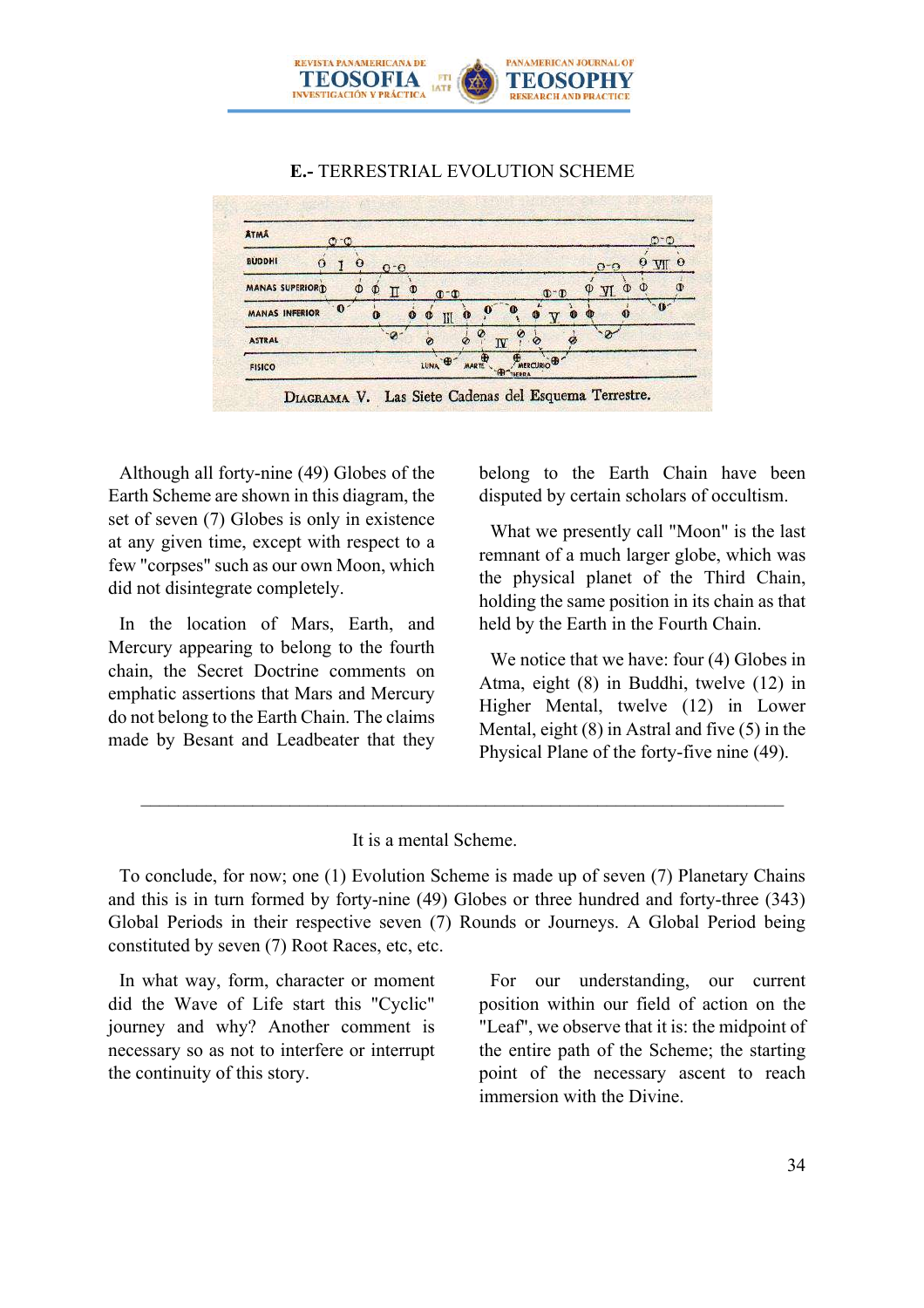**E.-** TERRESTRIAL EVOLUTION SCHEME

Diagrama V. Las Siete Cadenas del Esquema Terrestre.

Although all forty-nine (49) Globes of the Earth Scheme are shown in this diagram, the set of seven (7) Globes is only in existence at any given time, except with respect to a few "corpses" such as our own Moon, which did not disintegrate completely.

In the location of Mars, Earth, and Mercury appearing to belong to the fourth chain, the Secret Doctrine comments on emphatic assertions that Mars and Mercury do not belong to the Earth Chain. The claims made by Besant and Leadbeater that they belong to the Earth Chain have been disputed by certain scholars of occultism.

What we presently call "Moon" is the last remnant of a much larger globe, which was the physical planet of the Third Chain, holding the same position in its chain as that held by the Earth in the Fourth Chain.

We notice that we have: four (4) Globes in Atma, eight (8) in Buddhi, twelve (12) in Higher Mental, twelve (12) in Lower Mental, eight (8) in Astral and five (5) in the Physical Plane of the forty-five nine (49).

---

It is a mental Scheme.

To conclude, for now; one (1) Evolution Scheme is made up of seven (7) Planetary Chains and this is in turn formed by forty-nine (49) Globes or three hundred and forty-three (343) Global Periods in their respective seven (7) Rounds or Journeys. A Global Period being constituted by seven (7) Root Races, etc, etc.

In what way, form, character or moment did the Wave of Life start this "Cyclic" journey and why? Another comment is necessary so as not to interfere or interrupt the continuity of this story.

For our understanding, our current position within our field of action on the "Leaf", we observe that it is: the midpoint of the entire path of the Scheme; the starting point of the necessary ascent to reach immersion with the Divine.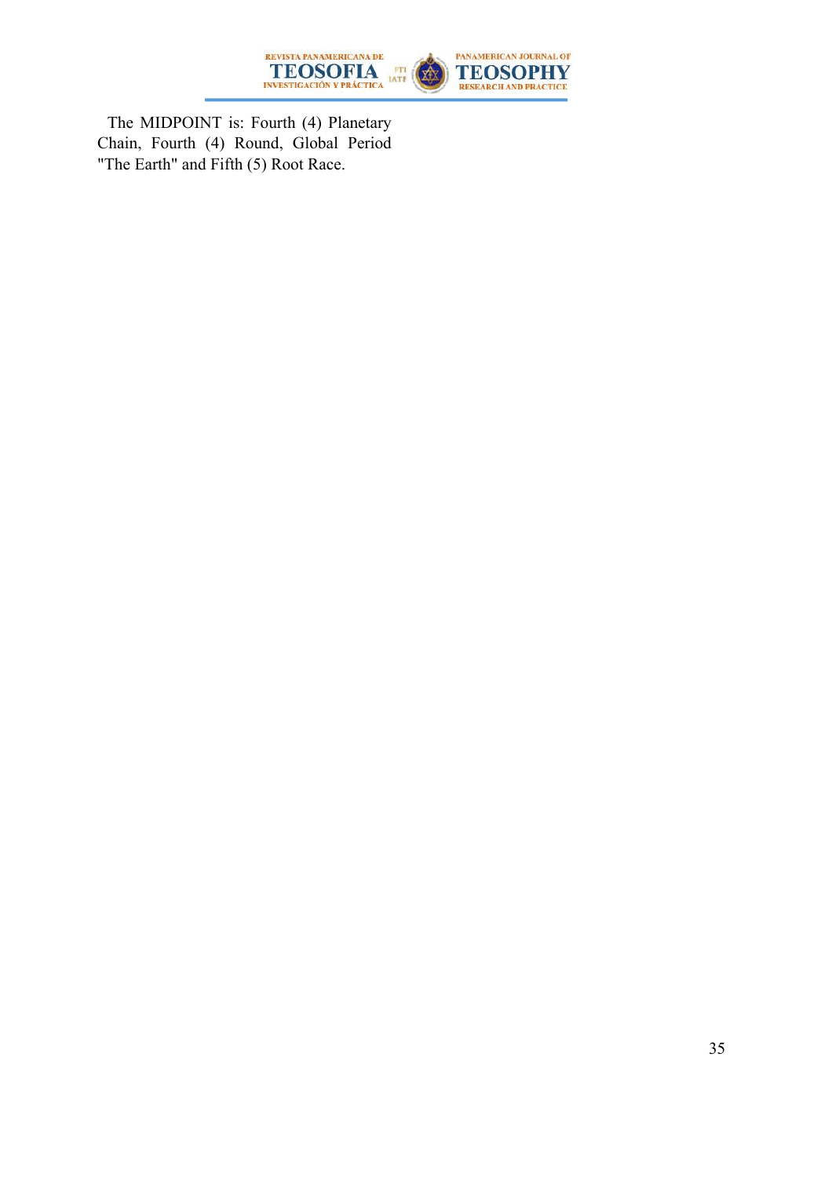The MIDPOINT is: Fourth (4) Planetary Chain, Fourth (4) Round, Global Period "The Earth" and Fifth (5) Root Race.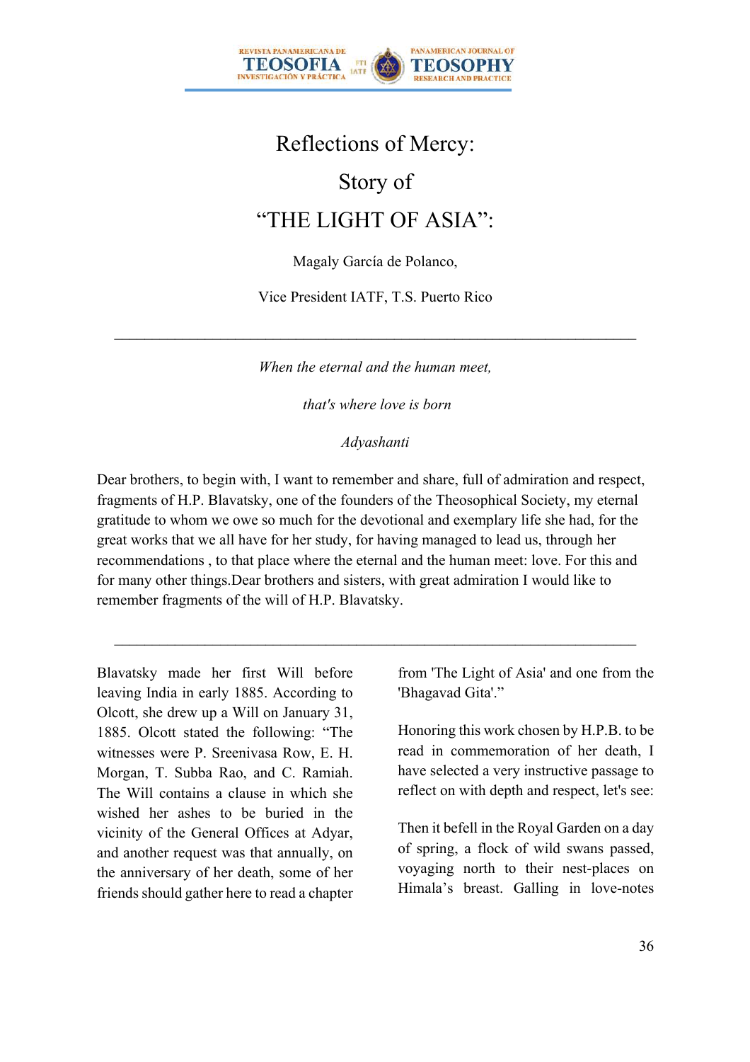# Reflections of Mercy: Story of "THE LIGHT OF ASIA":

Magaly García de Polanco,

Vice President IATF, T.S. Puerto Rico

---

*When the eternal and the human meet,*

*that's where love is born*

*Adyashanti*

Dear brothers, to begin with, I want to remember and share, full of admiration and respect, fragments of H.P. Blavatsky, one of the founders of the Theosophical Society, my eternal gratitude to whom we owe so much for the devotional and exemplary life she had, for the great works that we all have for her study, for having managed to lead us, through her recommendations , to that place where the eternal and the human meet: love. For this and for many other things.Dear brothers and sisters, with great admiration I would like to remember fragments of the will of H.P. Blavatsky.

---

Blavatsky made her first Will before leaving India in early 1885. According to Olcott, she drew up a Will on January 31, 1885. Olcott stated the following: "The witnesses were P. Sreenivasa Row, E. H. Morgan, T. Subba Rao, and C. Ramiah. The Will contains a clause in which she wished her ashes to be buried in the vicinity of the General Offices at Adyar, and another request was that annually, on the anniversary of her death, some of her friends should gather here to read a chapter from 'The Light of Asia' and one from the 'Bhagavad Gita'."

Honoring this work chosen by H.P.B. to be read in commemoration of her death, I have selected a very instructive passage to reflect on with depth and respect, let's see:

Then it befell in the Royal Garden on a day of spring, a flock of wild swans passed, voyaging north to their nest-places on Himala's breast. Galling in love-notes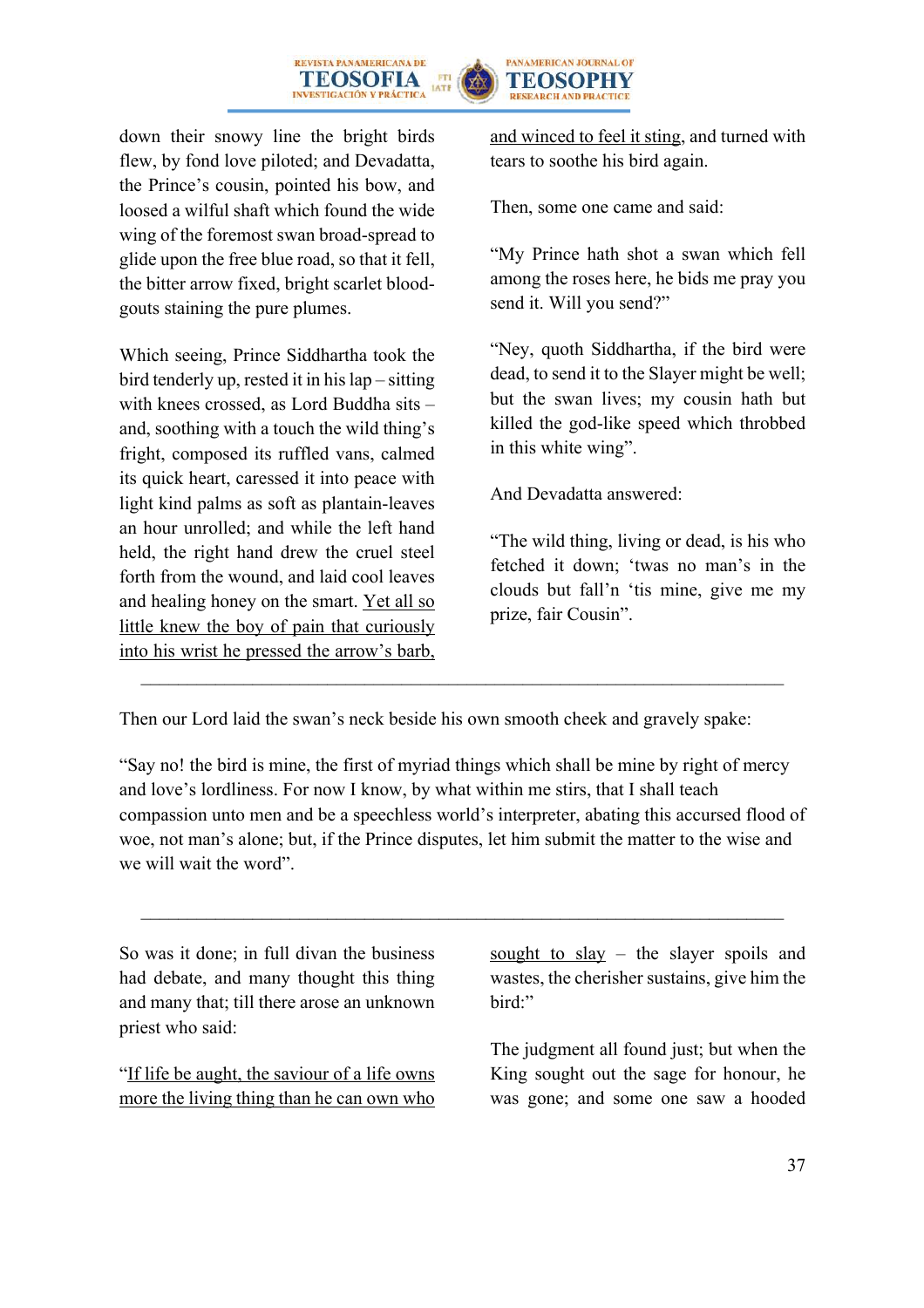down their snowy line the bright birds flew, by fond love piloted; and Devadatta, the Prince's cousin, pointed his bow, and loosed a wilful shaft which found the wide wing of the foremost swan broad-spread to glide upon the free blue road, so that it fell, the bitter arrow fixed, bright scarlet blood-gouts staining the pure plumes.

Which seeing, Prince Siddhartha took the bird tenderly up, rested it in his lap – sitting with knees crossed, as Lord Buddha sits – and, soothing with a touch the wild thing's fright, composed its ruffled vans, calmed its quick heart, caressed it into peace with light kind palms as soft as plantain-leaves an hour unrolled; and while the left hand held, the right hand drew the cruel steel forth from the wound, and laid cool leaves and healing honey on the smart. <u>Yet all so little knew the boy of pain that curiously into his wrist he pressed the arrow's barb, and winced to feel it sting</u>, and turned with tears to soothe his bird again.

Then, some one came and said:

"My Prince hath shot a swan which fell among the roses here, he bids me pray you send it. Will you send?"

"Ney, quoth Siddhartha, if the bird were dead, to send it to the Slayer might be well; but the swan lives; my cousin hath but killed the god-like speed which throbbed in this white wing".

And Devadatta answered:

"The wild thing, living or dead, is his who fetched it down; 'twas no man's in the clouds but fall'n 'tis mine, give me my prize, fair Cousin".

---

Then our Lord laid the swan's neck beside his own smooth cheek and gravely spake:

"Say no! the bird is mine, the first of myriad things which shall be mine by right of mercy and love's lordliness. For now I know, by what within me stirs, that I shall teach compassion unto men and be a speechless world's interpreter, abating this accursed flood of woe, not man's alone; but, if the Prince disputes, let him submit the matter to the wise and we will wait the word".

---

So was it done; in full divan the business had debate, and many thought this thing and many that; till there arose an unknown priest who said:

"<u>If life be aught, the saviour of a life owns more the living thing than he can own who sought to slay</u> – the slayer spoils and wastes, the cherisher sustains, give him the bird:"

The judgment all found just; but when the King sought out the sage for honour, he was gone; and some one saw a hooded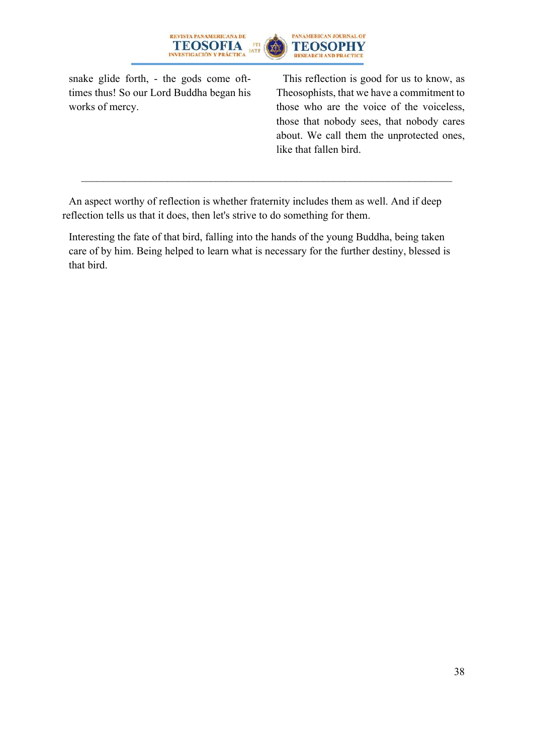snake glide forth, - the gods come oft-times thus! So our Lord Buddha began his works of mercy.

This reflection is good for us to know, as Theosophists, that we have a commitment to those who are the voice of the voiceless, those that nobody sees, that nobody cares about. We call them the unprotected ones, like that fallen bird.

---

An aspect worthy of reflection is whether fraternity includes them as well. And if deep reflection tells us that it does, then let's strive to do something for them.

Interesting the fate of that bird, falling into the hands of the young Buddha, being taken care of by him. Being helped to learn what is necessary for the further destiny, blessed is that bird.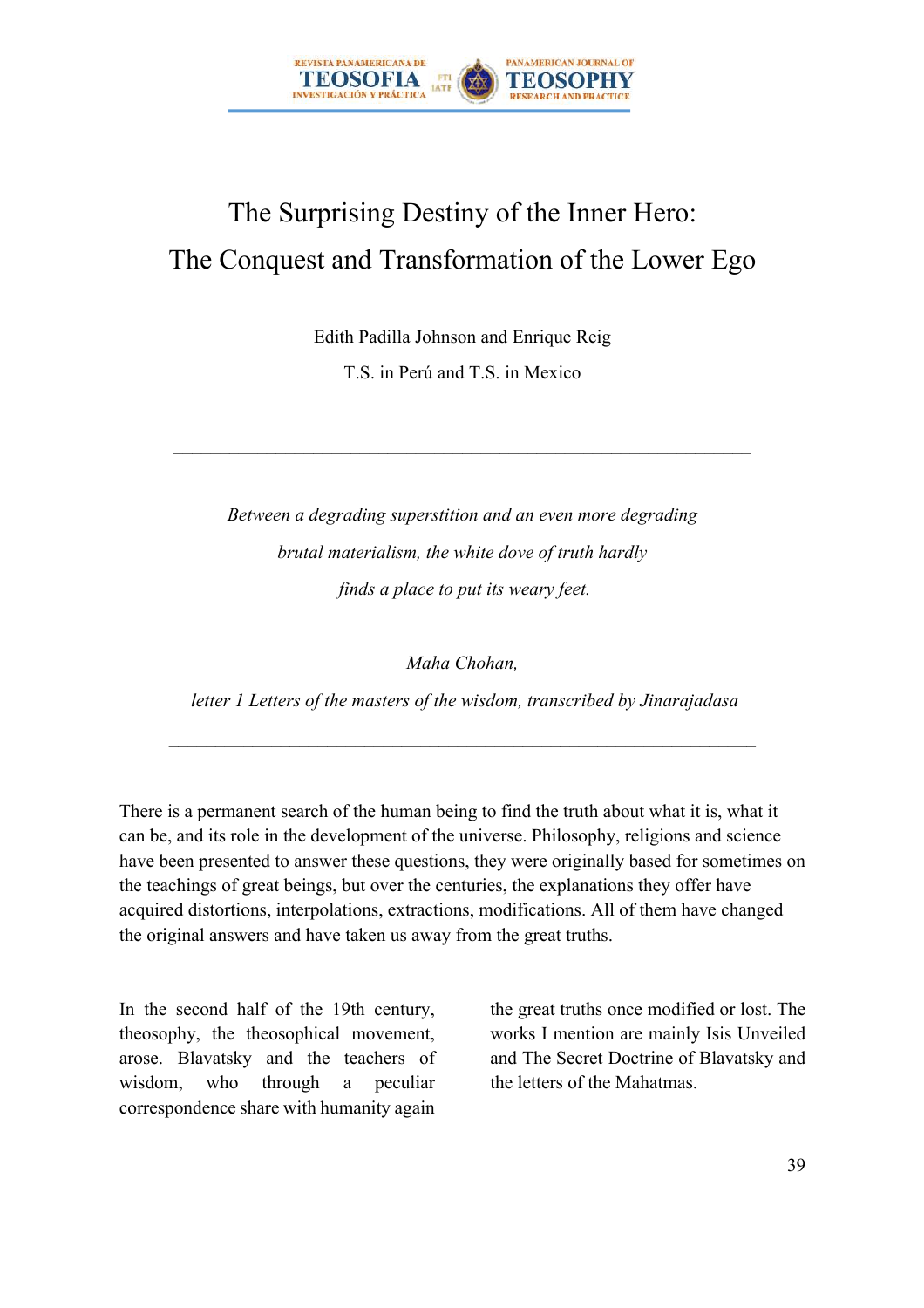# The Surprising Destiny of the Inner Hero: The Conquest and Transformation of the Lower Ego

Edith Padilla Johnson and Enrique Reig

T.S. in Perú and T.S. in Mexico

---

*Between a degrading superstition and an even more degrading brutal materialism, the white dove of truth hardly finds a place to put its weary feet.*

*Maha Chohan,*

*letter 1 Letters of the masters of the wisdom, transcribed by Jinarajadasa*

---

There is a permanent search of the human being to find the truth about what it is, what it can be, and its role in the development of the universe. Philosophy, religions and science have been presented to answer these questions, they were originally based for sometimes on the teachings of great beings, but over the centuries, the explanations they offer have acquired distortions, interpolations, extractions, modifications. All of them have changed the original answers and have taken us away from the great truths.

In the second half of the 19th century, theosophy, the theosophical movement, arose. Blavatsky and the teachers of wisdom, who through a peculiar correspondence share with humanity again the great truths once modified or lost. The works I mention are mainly Isis Unveiled and The Secret Doctrine of Blavatsky and the letters of the Mahatmas.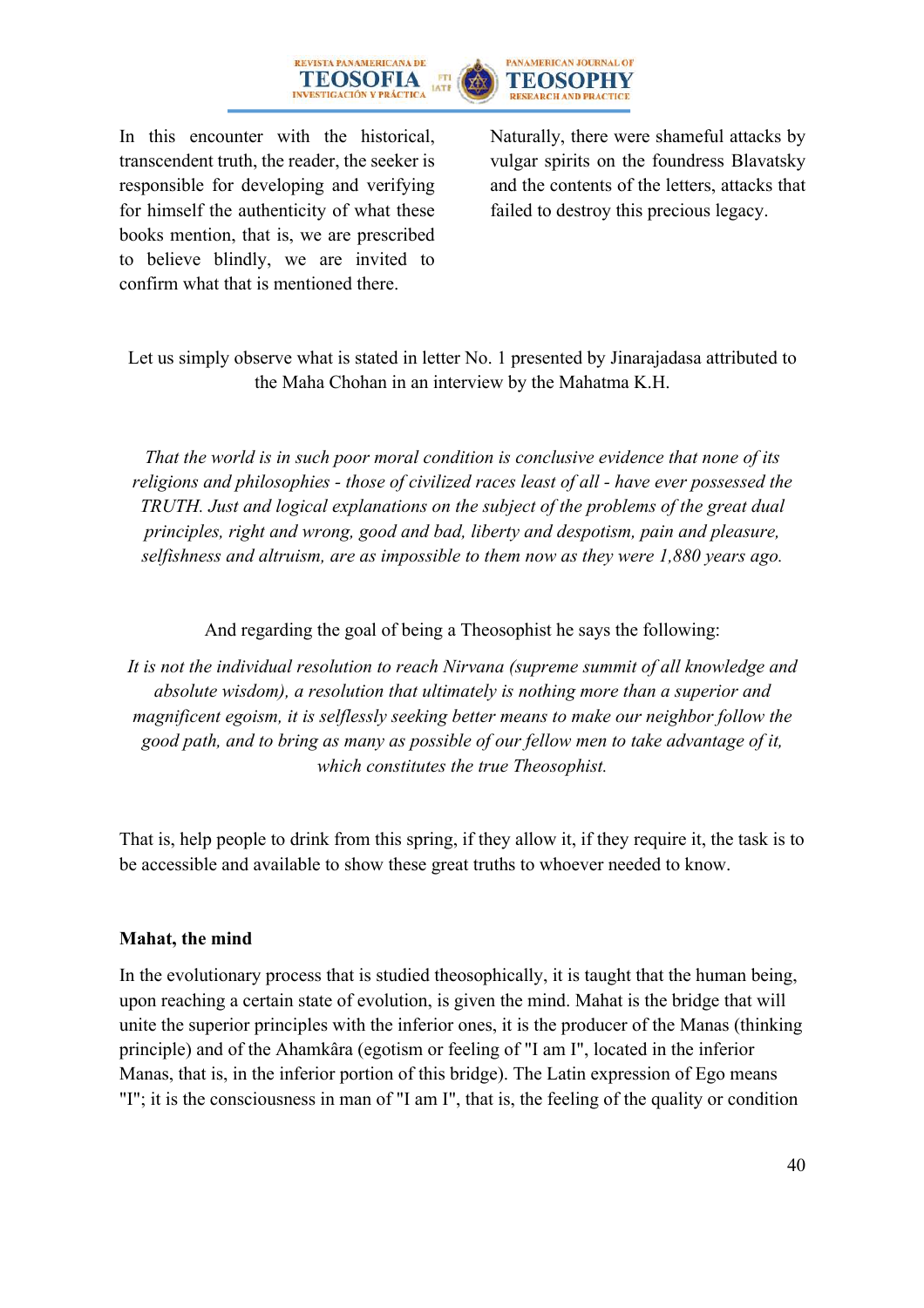In this encounter with the historical, transcendent truth, the reader, the seeker is responsible for developing and verifying for himself the authenticity of what these books mention, that is, we are prescribed to believe blindly, we are invited to confirm what that is mentioned there.

Naturally, there were shameful attacks by vulgar spirits on the foundress Blavatsky and the contents of the letters, attacks that failed to destroy this precious legacy.

Let us simply observe what is stated in letter No. 1 presented by Jinarajadasa attributed to the Maha Chohan in an interview by the Mahatma K.H.

*That the world is in such poor moral condition is conclusive evidence that none of its religions and philosophies - those of civilized races least of all - have ever possessed the TRUTH. Just and logical explanations on the subject of the problems of the great dual principles, right and wrong, good and bad, liberty and despotism, pain and pleasure, selfishness and altruism, are as impossible to them now as they were 1,880 years ago.*

And regarding the goal of being a Theosophist he says the following:

*It is not the individual resolution to reach Nirvana (supreme summit of all knowledge and absolute wisdom), a resolution that ultimately is nothing more than a superior and magnificent egoism, it is selflessly seeking better means to make our neighbor follow the good path, and to bring as many as possible of our fellow men to take advantage of it, which constitutes the true Theosophist.*

That is, help people to drink from this spring, if they allow it, if they require it, the task is to be accessible and available to show these great truths to whoever needed to know.

**Mahat, the mind**

In the evolutionary process that is studied theosophically, it is taught that the human being, upon reaching a certain state of evolution, is given the mind. Mahat is the bridge that will unite the superior principles with the inferior ones, it is the producer of the Manas (thinking principle) and of the Ahamkâra (egotism or feeling of "I am I", located in the inferior Manas, that is, in the inferior portion of this bridge). The Latin expression of Ego means "I"; it is the consciousness in man of "I am I", that is, the feeling of the quality or condition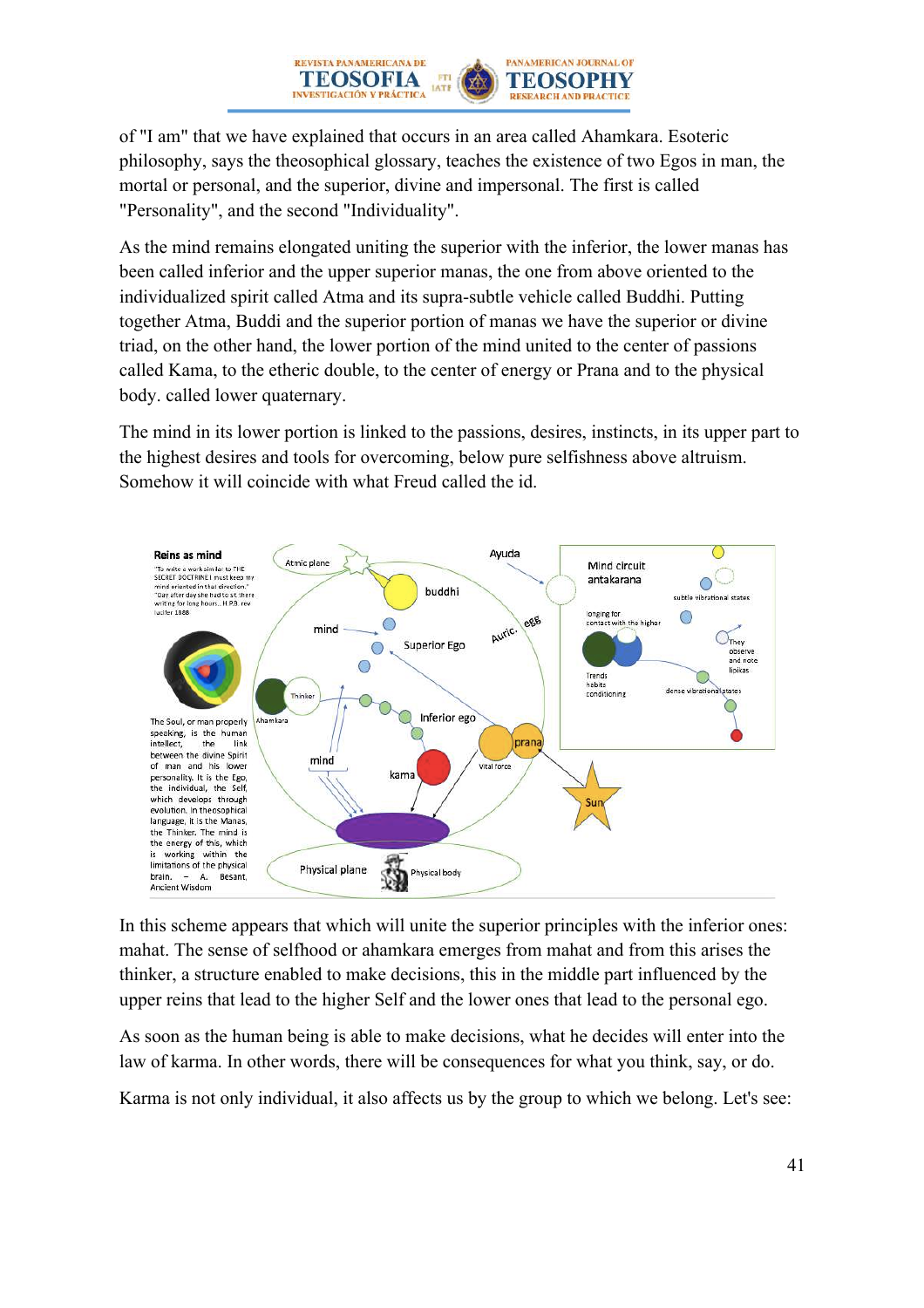of "I am" that we have explained that occurs in an area called Ahamkara. Esoteric philosophy, says the theosophical glossary, teaches the existence of two Egos in man, the mortal or personal, and the superior, divine and impersonal. The first is called "Personality", and the second "Individuality".

As the mind remains elongated uniting the superior with the inferior, the lower manas has been called inferior and the upper superior manas, the one from above oriented to the individualized spirit called Atma and its supra-subtle vehicle called Buddhi. Putting together Atma, Buddi and the superior portion of manas we have the superior or divine triad, on the other hand, the lower portion of the mind united to the center of passions called Kama, to the etheric double, to the center of energy or Prana and to the physical body. called lower quaternary.

The mind in its lower portion is linked to the passions, desires, instincts, in its upper part to the highest desires and tools for overcoming, below pure selfishness above altruism. Somehow it will coincide with what Freud called the id.

In this scheme appears that which will unite the superior principles with the inferior ones: mahat. The sense of selfhood or ahamkara emerges from mahat and from this arises the thinker, a structure enabled to make decisions, this in the middle part influenced by the upper reins that lead to the higher Self and the lower ones that lead to the personal ego.

As soon as the human being is able to make decisions, what he decides will enter into the law of karma. In other words, there will be consequences for what you think, say, or do.

Karma is not only individual, it also affects us by the group to which we belong. Let's see: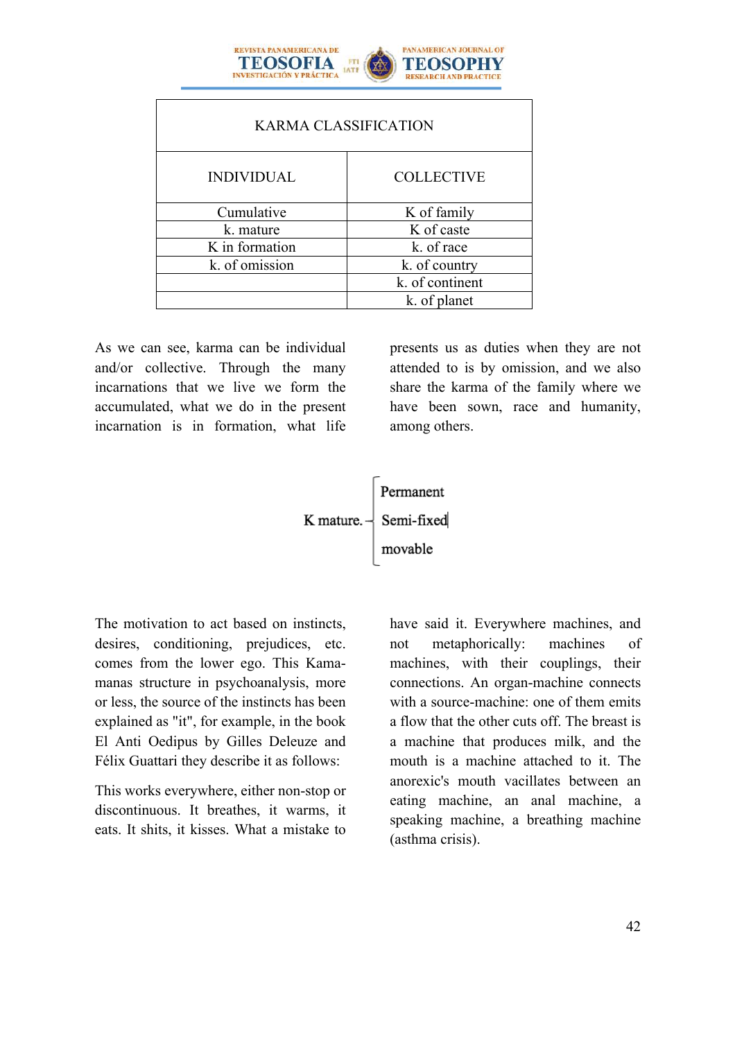| KARMA CLASSIFICATION | |
|---|---|
| INDIVIDUAL | COLLECTIVE |
| Cumulative | K of family |
| k. mature | K of caste |
| K in formation | k. of race |
| k. of omission | k. of country |
| | k. of continent |
| | k. of planet |

As we can see, karma can be individual and/or collective. Through the many incarnations that we live we form the accumulated, what we do in the present incarnation is in formation, what life presents us as duties when they are not attended to is by omission, and we also share the karma of the family where we have been sown, race and humanity, among others.

K mature. –
- Permanent
- Semi-fixed
- movable

The motivation to act based on instincts, desires, conditioning, prejudices, etc. comes from the lower ego. This Kama-manas structure in psychoanalysis, more or less, the source of the instincts has been explained as "it", for example, in the book El Anti Oedipus by Gilles Deleuze and Félix Guattari they describe it as follows:

This works everywhere, either non-stop or discontinuous. It breathes, it warms, it eats. It shits, it kisses. What a mistake to have said it. Everywhere machines, and not metaphorically: machines of machines, with their couplings, their connections. An organ-machine connects with a source-machine: one of them emits a flow that the other cuts off. The breast is a machine that produces milk, and the mouth is a machine attached to it. The anorexic's mouth vacillates between an eating machine, an anal machine, a speaking machine, a breathing machine (asthma crisis).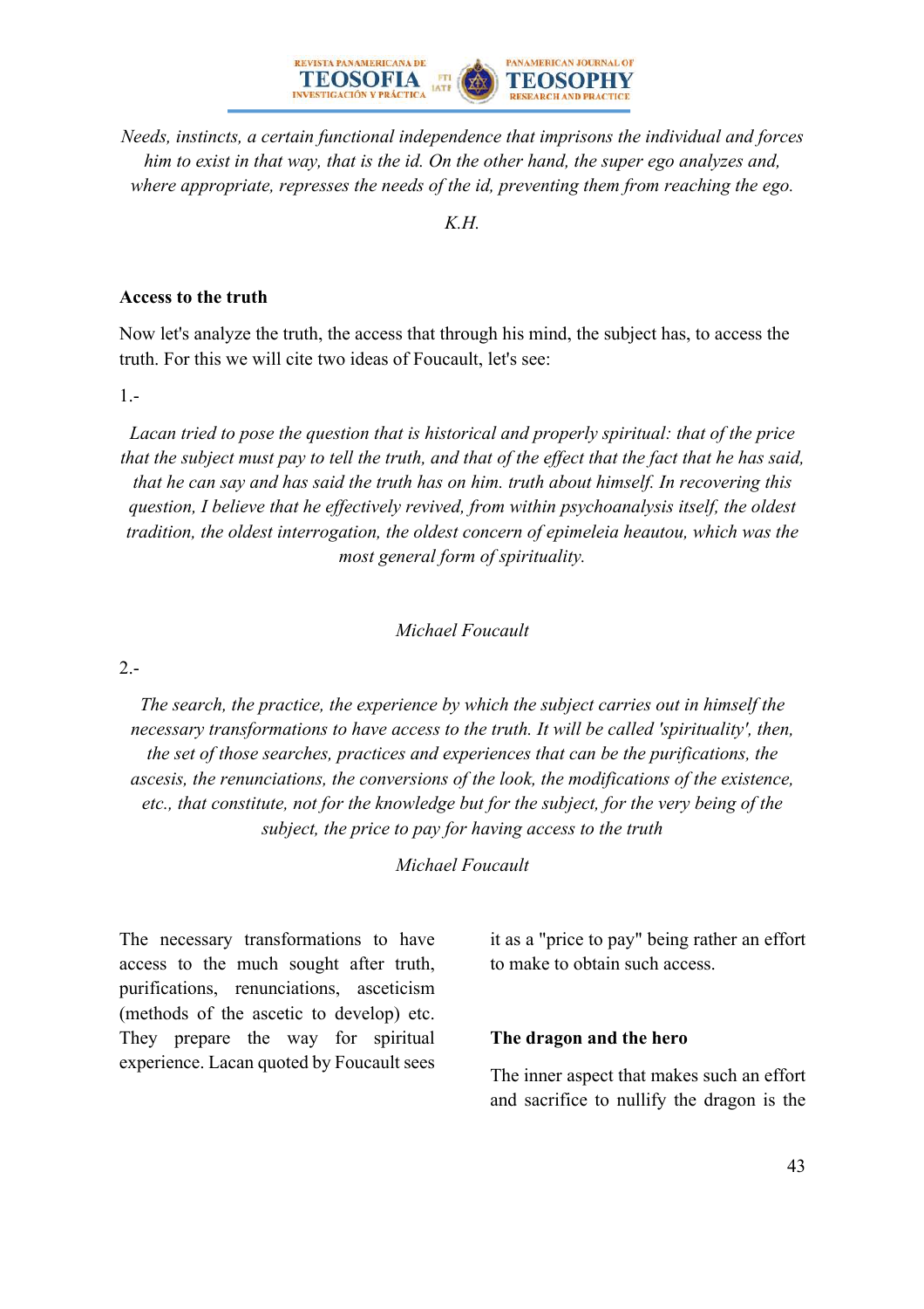*Needs, instincts, a certain functional independence that imprisons the individual and forces him to exist in that way, that is the id. On the other hand, the super ego analyzes and, where appropriate, represses the needs of the id, preventing them from reaching the ego.*

*K.H.*

**Access to the truth**

Now let's analyze the truth, the access that through his mind, the subject has, to access the truth. For this we will cite two ideas of Foucault, let's see:

1.-

*Lacan tried to pose the question that is historical and properly spiritual: that of the price that the subject must pay to tell the truth, and that of the effect that the fact that he has said, that he can say and has said the truth has on him. truth about himself. In recovering this question, I believe that he effectively revived, from within psychoanalysis itself, the oldest tradition, the oldest interrogation, the oldest concern of epimeleia heautou, which was the most general form of spirituality.*

*Michael Foucault*

2.-

*The search, the practice, the experience by which the subject carries out in himself the necessary transformations to have access to the truth. It will be called 'spirituality', then, the set of those searches, practices and experiences that can be the purifications, the ascesis, the renunciations, the conversions of the look, the modifications of the existence, etc., that constitute, not for the knowledge but for the subject, for the very being of the subject, the price to pay for having access to the truth*

*Michael Foucault*

The necessary transformations to have access to the much sought after truth, purifications, renunciations, asceticism (methods of the ascetic to develop) etc. They prepare the way for spiritual experience. Lacan quoted by Foucault sees it as a "price to pay" being rather an effort to make to obtain such access.

**The dragon and the hero**

The inner aspect that makes such an effort and sacrifice to nullify the dragon is the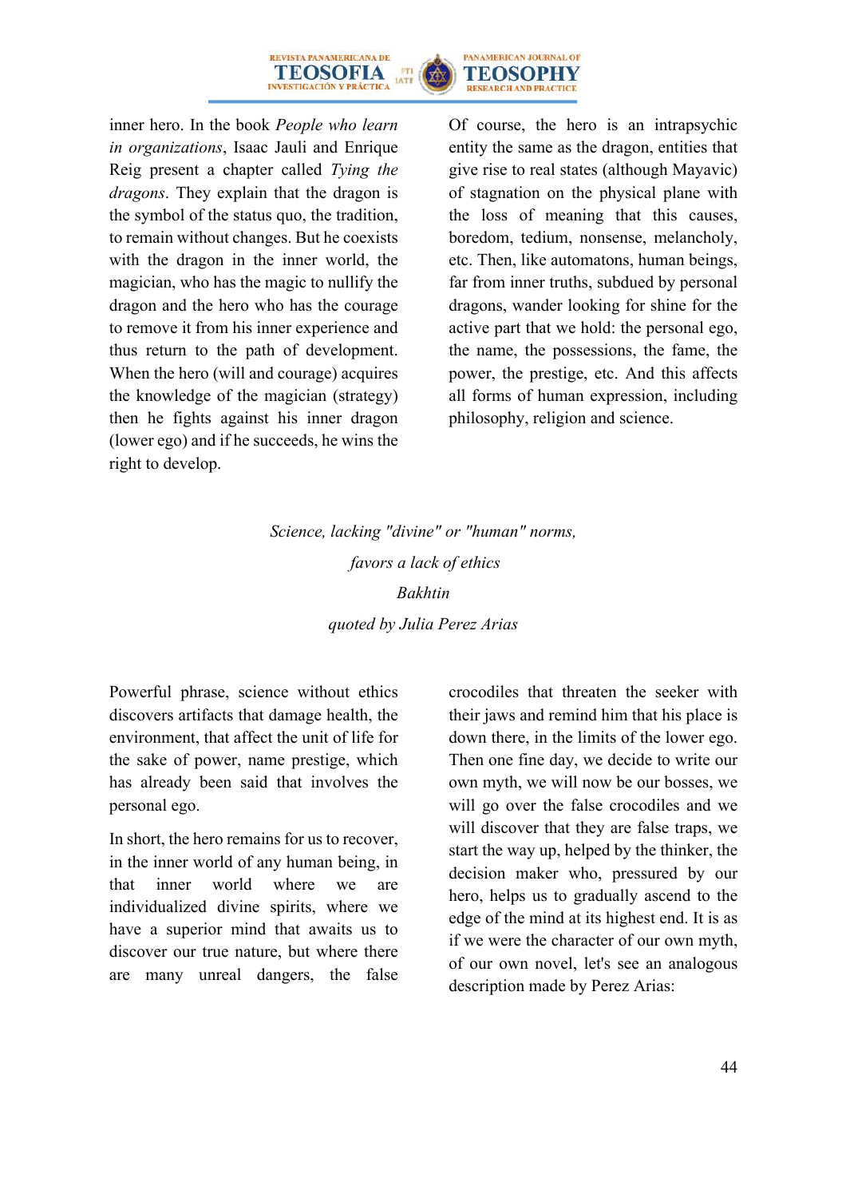inner hero. In the book *People who learn in organizations*, Isaac Jauli and Enrique Reig present a chapter called *Tying the dragons*. They explain that the dragon is the symbol of the status quo, the tradition, to remain without changes. But he coexists with the dragon in the inner world, the magician, who has the magic to nullify the dragon and the hero who has the courage to remove it from his inner experience and thus return to the path of development. When the hero (will and courage) acquires the knowledge of the magician (strategy) then he fights against his inner dragon (lower ego) and if he succeeds, he wins the right to develop.

Of course, the hero is an intrapsychic entity the same as the dragon, entities that give rise to real states (although Mayavic) of stagnation on the physical plane with the loss of meaning that this causes, boredom, tedium, nonsense, melancholy, etc. Then, like automatons, human beings, far from inner truths, subdued by personal dragons, wander looking for shine for the active part that we hold: the personal ego, the name, the possessions, the fame, the power, the prestige, etc. And this affects all forms of human expression, including philosophy, religion and science.

*Science, lacking "divine" or "human" norms,*

*favors a lack of ethics*

*Bakhtin*

*quoted by Julia Perez Arias*

Powerful phrase, science without ethics discovers artifacts that damage health, the environment, that affect the unit of life for the sake of power, name prestige, which has already been said that involves the personal ego.

In short, the hero remains for us to recover, in the inner world of any human being, in that inner world where we are individualized divine spirits, where we have a superior mind that awaits us to discover our true nature, but where there are many unreal dangers, the false crocodiles that threaten the seeker with their jaws and remind him that his place is down there, in the limits of the lower ego. Then one fine day, we decide to write our own myth, we will now be our bosses, we will go over the false crocodiles and we will discover that they are false traps, we start the way up, helped by the thinker, the decision maker who, pressured by our hero, helps us to gradually ascend to the edge of the mind at its highest end. It is as if we were the character of our own myth, of our own novel, let's see an analogous description made by Perez Arias: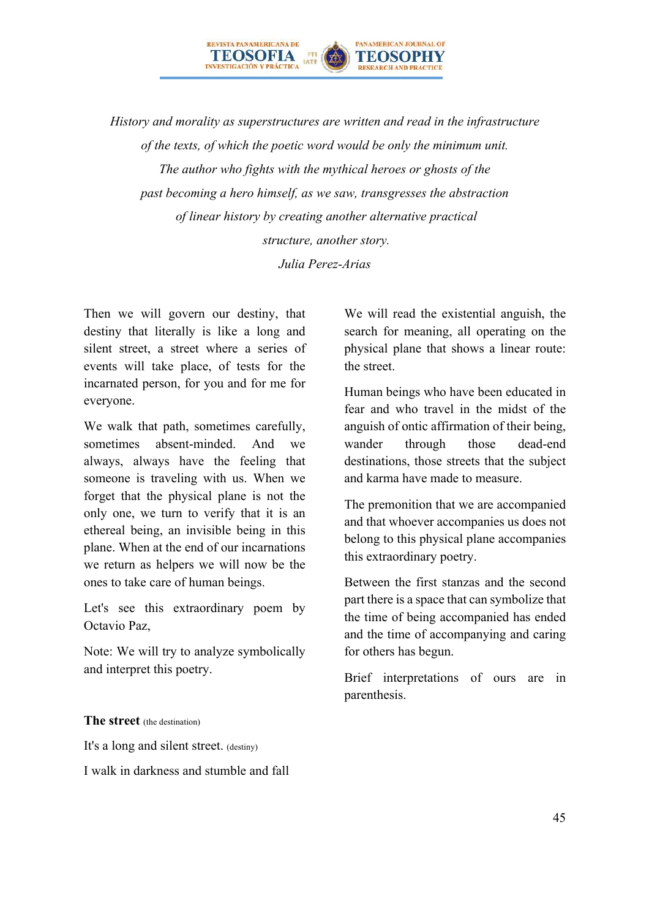*History and morality as superstructures are written and read in the infrastructure of the texts, of which the poetic word would be only the minimum unit. The author who fights with the mythical heroes or ghosts of the past becoming a hero himself, as we saw, transgresses the abstraction of linear history by creating another alternative practical structure, another story.*

*Julia Perez-Arias*

Then we will govern our destiny, that destiny that literally is like a long and silent street, a street where a series of events will take place, of tests for the incarnated person, for you and for me for everyone.

We walk that path, sometimes carefully, sometimes absent-minded. And we always, always have the feeling that someone is traveling with us. When we forget that the physical plane is not the only one, we turn to verify that it is an ethereal being, an invisible being in this plane. When at the end of our incarnations we return as helpers we will now be the ones to take care of human beings.

Let's see this extraordinary poem by Octavio Paz,

Note: We will try to analyze symbolically and interpret this poetry.

We will read the existential anguish, the search for meaning, all operating on the physical plane that shows a linear route: the street.

Human beings who have been educated in fear and who travel in the midst of the anguish of ontic affirmation of their being, wander through those dead-end destinations, those streets that the subject and karma have made to measure.

The premonition that we are accompanied and that whoever accompanies us does not belong to this physical plane accompanies this extraordinary poetry.

Between the first stanzas and the second part there is a space that can symbolize that the time of being accompanied has ended and the time of accompanying and caring for others has begun.

Brief interpretations of ours are in parenthesis.

**The street** (the destination)

It's a long and silent street. (destiny)

I walk in darkness and stumble and fall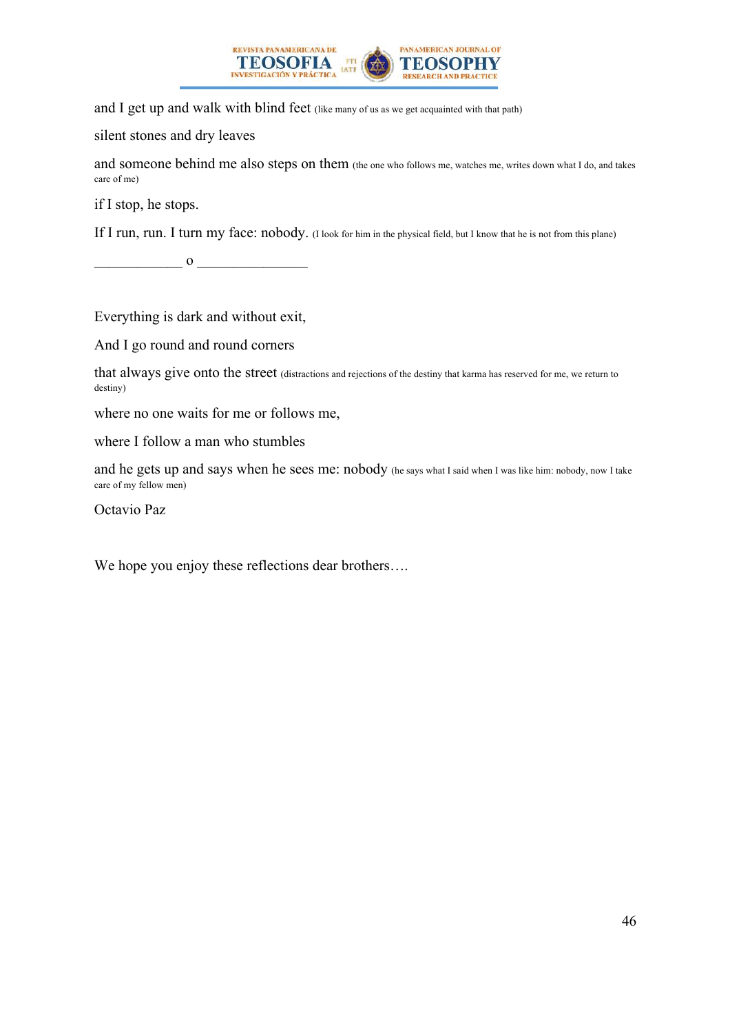and I get up and walk with blind feet (like many of us as we get acquainted with that path)

silent stones and dry leaves

and someone behind me also steps on them (the one who follows me, watches me, writes down what I do, and takes care of me)

if I stop, he stops.

If I run, run. I turn my face: nobody. (I look for him in the physical field, but I know that he is not from this plane)

_____________ o ________________

Everything is dark and without exit,

And I go round and round corners

that always give onto the street (distractions and rejections of the destiny that karma has reserved for me, we return to destiny)

where no one waits for me or follows me,

where I follow a man who stumbles

and he gets up and says when he sees me: nobody (he says what I said when I was like him: nobody, now I take care of my fellow men)

Octavio Paz

We hope you enjoy these reflections dear brothers….